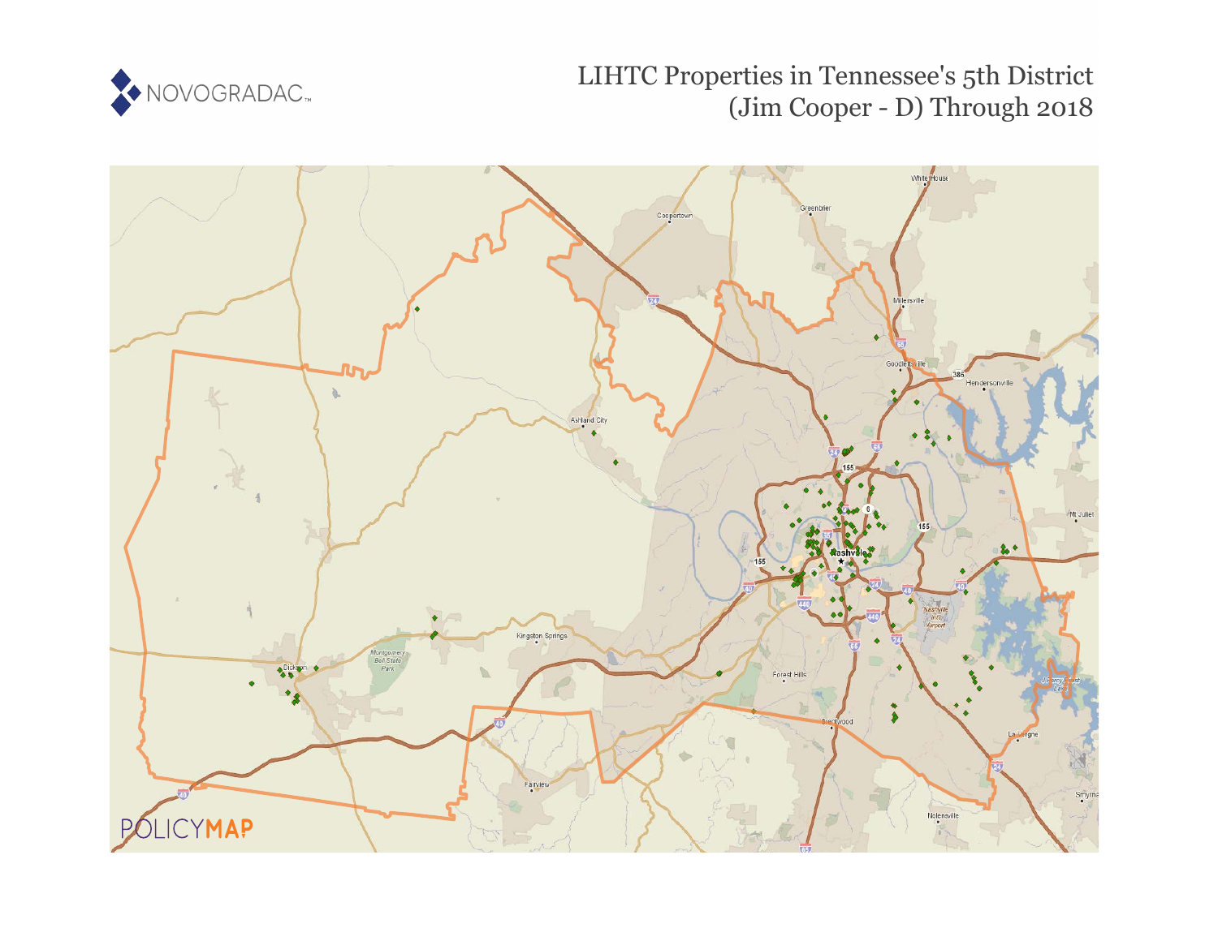# LIHTC Properties in Tennessee's 5th District (Jim Cooper - D) Through 2018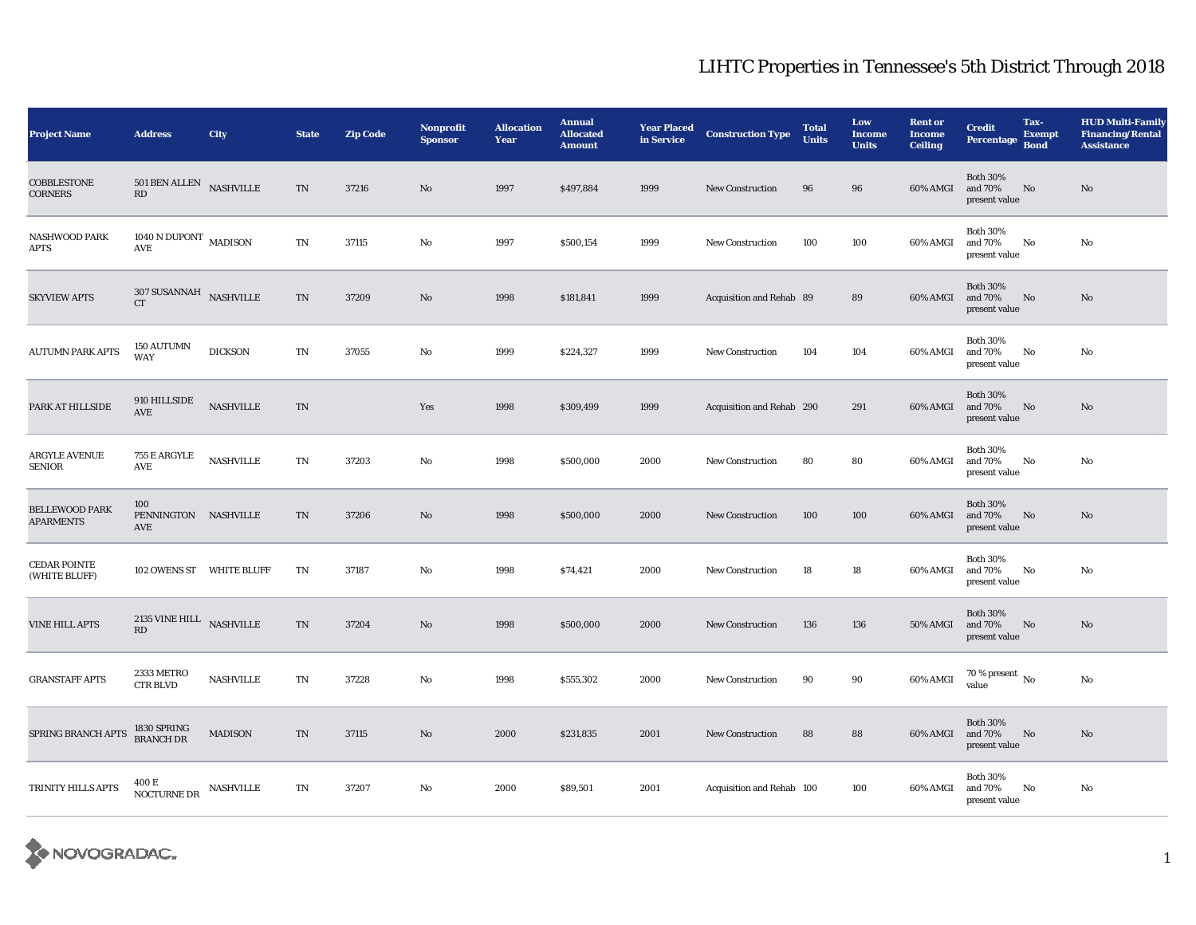# LIHTC Properties in Tennessee's 5th District Through 2018

| Project Name | Address | City | State | Zip Code | Nonprofit Sponsor | Allocation Year | Annual Allocated Amount | Year Placed in Service | Construction Type | Total Units | Low Income Units | Rent or Income Ceiling | Credit Percentage | Tax-Exempt Bond | HUD Multi-Family Financing/Rental Assistance |
|---|---|---|---|---|---|---|---|---|---|---|---|---|---|---|---|
| COBBLESTONE CORNERS | 501 BEN ALLEN RD | NASHVILLE | TN | 37216 | No | 1997 | $497,884 | 1999 | New Construction | 96 | 96 | 60% AMGI | Both 30% and 70% present value | No | No |
| NASHWOOD PARK APTS | 1040 N DUPONT AVE | MADISON | TN | 37115 | No | 1997 | $500,154 | 1999 | New Construction | 100 | 100 | 60% AMGI | Both 30% and 70% present value | No | No |
| SKYVIEW APTS | 307 SUSANNAH CT | NASHVILLE | TN | 37209 | No | 1998 | $181,841 | 1999 | Acquisition and Rehab | 89 | 89 | 60% AMGI | Both 30% and 70% present value | No | No |
| AUTUMN PARK APTS | 150 AUTUMN WAY | DICKSON | TN | 37055 | No | 1999 | $224,327 | 1999 | New Construction | 104 | 104 | 60% AMGI | Both 30% and 70% present value | No | No |
| PARK AT HILLSIDE | 910 HILLSIDE AVE | NASHVILLE | TN | | Yes | 1998 | $309,499 | 1999 | Acquisition and Rehab | 290 | 291 | 60% AMGI | Both 30% and 70% present value | No | No |
| ARGYLE AVENUE SENIOR | 755 E ARGYLE AVE | NASHVILLE | TN | 37203 | No | 1998 | $500,000 | 2000 | New Construction | 80 | 80 | 60% AMGI | Both 30% and 70% present value | No | No |
| BELLEWOOD PARK APARMENTS | 100 PENNINGTON AVE | NASHVILLE | TN | 37206 | No | 1998 | $500,000 | 2000 | New Construction | 100 | 100 | 60% AMGI | Both 30% and 70% present value | No | No |
| CEDAR POINTE (WHITE BLUFF) | 102 OWENS ST | WHITE BLUFF | TN | 37187 | No | 1998 | $74,421 | 2000 | New Construction | 18 | 18 | 60% AMGI | Both 30% and 70% present value | No | No |
| VINE HILL APTS | 2135 VINE HILL RD | NASHVILLE | TN | 37204 | No | 1998 | $500,000 | 2000 | New Construction | 136 | 136 | 50% AMGI | Both 30% and 70% present value | No | No |
| GRANSTAFF APTS | 2333 METRO CTR BLVD | NASHVILLE | TN | 37228 | No | 1998 | $555,302 | 2000 | New Construction | 90 | 90 | 60% AMGI | 70 % present value | No | No |
| SPRING BRANCH APTS | 1830 SPRING BRANCH DR | MADISON | TN | 37115 | No | 2000 | $231,835 | 2001 | New Construction | 88 | 88 | 60% AMGI | Both 30% and 70% present value | No | No |
| TRINITY HILLS APTS | 400 E NOCTURNE DR | NASHVILLE | TN | 37207 | No | 2000 | $89,501 | 2001 | Acquisition and Rehab | 100 | 100 | 60% AMGI | Both 30% and 70% present value | No | No |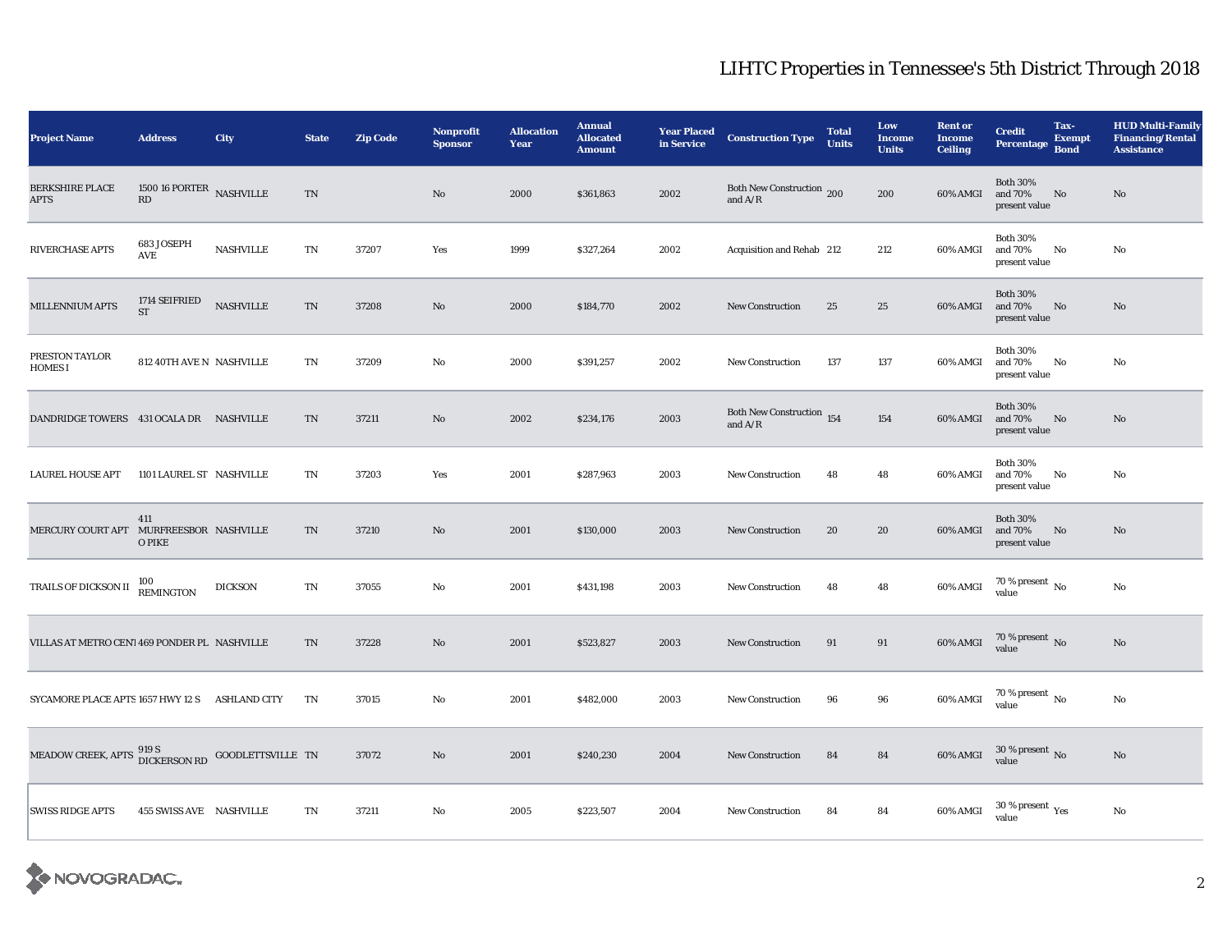# LIHTC Properties in Tennessee's 5th District Through 2018

| Project Name | Address | City | State | Zip Code | Nonprofit Sponsor | Allocation Year | Annual Allocated Amount | Year Placed in Service | Construction Type | Total Units | Low Income Units | Rent or Income Ceiling | Credit Percentage | Tax-Exempt Bond | HUD Multi-Family Financing/Rental Assistance |
|---|---|---|---|---|---|---|---|---|---|---|---|---|---|---|---|
| BERKSHIRE PLACE APTS | 1500 16 PORTER RD | NASHVILLE | TN | | No | 2000 | $361,863 | 2002 | Both New Construction and A/R | 200 | 200 | 60% AMGI | Both 30% and 70% present value | No | No |
| RIVERCHASE APTS | 683 JOSEPH AVE | NASHVILLE | TN | 37207 | Yes | 1999 | $327,264 | 2002 | Acquisition and Rehab | 212 | 212 | 60% AMGI | Both 30% and 70% present value | No | No |
| MILLENNIUM APTS | 1714 SEIFRIED ST | NASHVILLE | TN | 37208 | No | 2000 | $184,770 | 2002 | New Construction | 25 | 25 | 60% AMGI | Both 30% and 70% present value | No | No |
| PRESTON TAYLOR HOMES I | 812 40TH AVE N | NASHVILLE | TN | 37209 | No | 2000 | $391,257 | 2002 | New Construction | 137 | 137 | 60% AMGI | Both 30% and 70% present value | No | No |
| DANDRIDGE TOWERS | 431 OCALA DR | NASHVILLE | TN | 37211 | No | 2002 | $234,176 | 2003 | Both New Construction and A/R | 154 | 154 | 60% AMGI | Both 30% and 70% present value | No | No |
| LAUREL HOUSE APT | 1101 LAUREL ST | NASHVILLE | TN | 37203 | Yes | 2001 | $287,963 | 2003 | New Construction | 48 | 48 | 60% AMGI | Both 30% and 70% present value | No | No |
| MERCURY COURT APT | 411 MURFREESBORO PIKE | NASHVILLE | TN | 37210 | No | 2001 | $130,000 | 2003 | New Construction | 20 | 20 | 60% AMGI | Both 30% and 70% present value | No | No |
| TRAILS OF DICKSON II | 100 REMINGTON | DICKSON | TN | 37055 | No | 2001 | $431,198 | 2003 | New Construction | 48 | 48 | 60% AMGI | 70 % present value | No | No |
| VILLAS AT METRO CENT | 469 PONDER PL | NASHVILLE | TN | 37228 | No | 2001 | $523,827 | 2003 | New Construction | 91 | 91 | 60% AMGI | 70 % present value | No | No |
| SYCAMORE PLACE APTS | 1657 HWY 12 S | ASHLAND CITY | TN | 37015 | No | 2001 | $482,000 | 2003 | New Construction | 96 | 96 | 60% AMGI | 70 % present value | No | No |
| MEADOW CREEK, APTS | 919 S DICKERSON RD | GOODLETTSVILLE | TN | 37072 | No | 2001 | $240,230 | 2004 | New Construction | 84 | 84 | 60% AMGI | 30 % present value | No | No |
| SWISS RIDGE APTS | 455 SWISS AVE | NASHVILLE | TN | 37211 | No | 2005 | $223,507 | 2004 | New Construction | 84 | 84 | 60% AMGI | 30 % present value | Yes | No |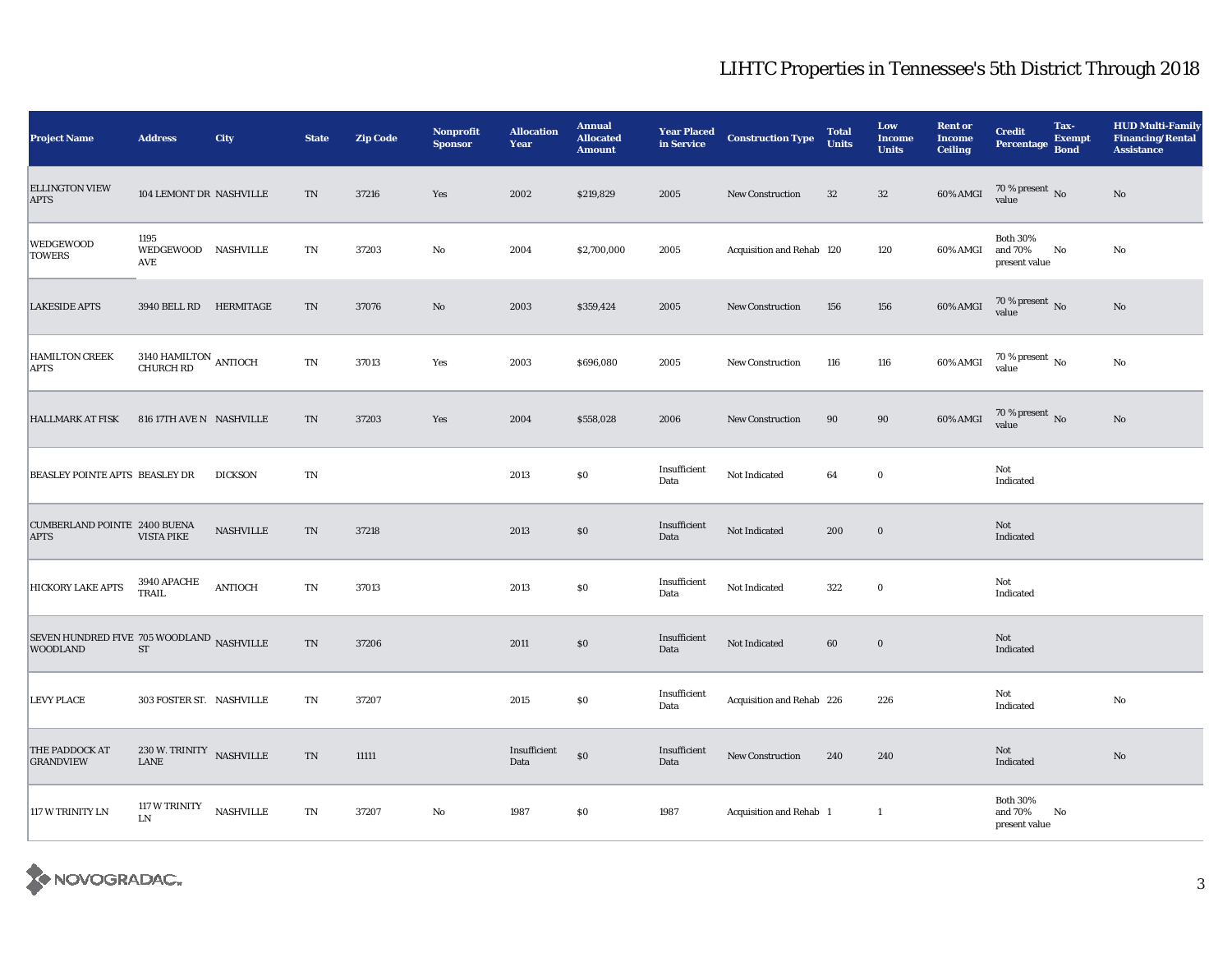# LIHTC Properties in Tennessee's 5th District Through 2018

| Project Name | Address | City | State | Zip Code | Nonprofit Sponsor | Allocation Year | Annual Allocated Amount | Year Placed in Service | Construction Type | Total Units | Low Income Units | Rent or Income Ceiling | Credit Percentage | Tax-Exempt Bond | HUD Multi-Family Financing/Rental Assistance |
|---|---|---|---|---|---|---|---|---|---|---|---|---|---|---|---|
| ELLINGTON VIEW APTS | 104 LEMONT DR | NASHVILLE | TN | 37216 | Yes | 2002 | $219,829 | 2005 | New Construction | 32 | 32 | 60% AMGI | 70 % present value | No | No |
| WEDGEWOOD TOWERS | 1195 WEDGEWOOD AVE | NASHVILLE | TN | 37203 | No | 2004 | $2,700,000 | 2005 | Acquisition and Rehab | 120 | 120 | 60% AMGI | Both 30% and 70% present value | No | No |
| LAKESIDE APTS | 3940 BELL RD | HERMITAGE | TN | 37076 | No | 2003 | $359,424 | 2005 | New Construction | 156 | 156 | 60% AMGI | 70 % present value | No | No |
| HAMILTON CREEK APTS | 3140 HAMILTON CHURCH RD | ANTIOCH | TN | 37013 | Yes | 2003 | $696,080 | 2005 | New Construction | 116 | 116 | 60% AMGI | 70 % present value | No | No |
| HALLMARK AT FISK | 816 17TH AVE N | NASHVILLE | TN | 37203 | Yes | 2004 | $558,028 | 2006 | New Construction | 90 | 90 | 60% AMGI | 70 % present value | No | No |
| BEASLEY POINTE APTS | BEASLEY DR | DICKSON | TN | | | 2013 | $0 | Insufficient Data | Not Indicated | 64 | 0 | | Not Indicated | | |
| CUMBERLAND POINTE APTS | 2400 BUENA VISTA PIKE | NASHVILLE | TN | 37218 | | 2013 | $0 | Insufficient Data | Not Indicated | 200 | 0 | | Not Indicated | | |
| HICKORY LAKE APTS | 3940 APACHE TRAIL | ANTIOCH | TN | 37013 | | 2013 | $0 | Insufficient Data | Not Indicated | 322 | 0 | | Not Indicated | | |
| SEVEN HUNDRED FIVE WOODLAND | 705 WOODLAND ST | NASHVILLE | TN | 37206 | | 2011 | $0 | Insufficient Data | Not Indicated | 60 | 0 | | Not Indicated | | |
| LEVY PLACE | 303 FOSTER ST. | NASHVILLE | TN | 37207 | | 2015 | $0 | Insufficient Data | Acquisition and Rehab | 226 | 226 | | Not Indicated | | No |
| THE PADDOCK AT GRANDVIEW | 230 W. TRINITY LANE | NASHVILLE | TN | 11111 | | Insufficient Data | $0 | Insufficient Data | New Construction | 240 | 240 | | Not Indicated | | No |
| 117 W TRINITY LN | 117 W TRINITY LN | NASHVILLE | TN | 37207 | No | 1987 | $0 | 1987 | Acquisition and Rehab | 1 | 1 | | Both 30% and 70% present value | No | |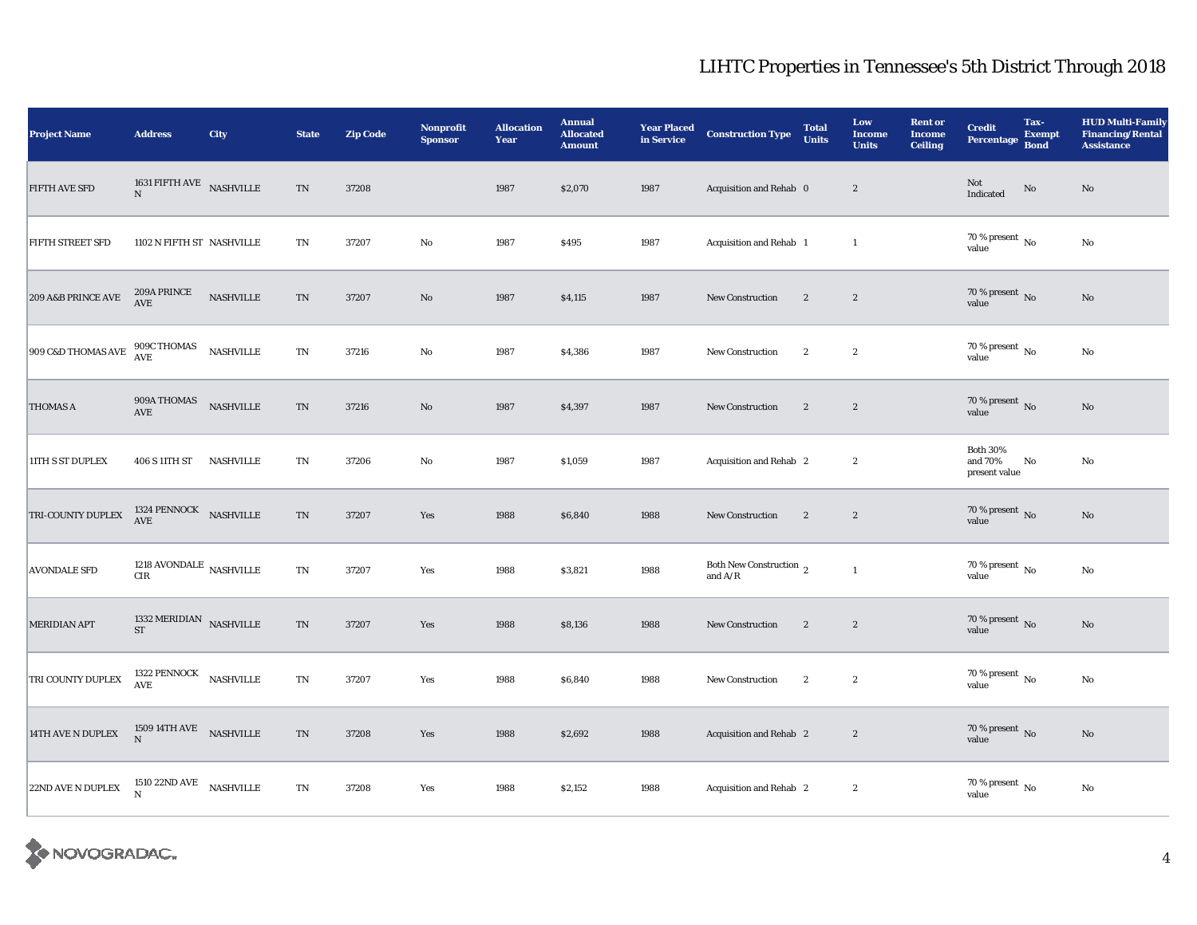# LIHTC Properties in Tennessee's 5th District Through 2018

| Project Name | Address | City | State | Zip Code | Nonprofit Sponsor | Allocation Year | Annual Allocated Amount | Year Placed in Service | Construction Type | Total Units | Low Income Units | Rent or Income Ceiling | Credit Percentage | Tax-Exempt Bond | HUD Multi-Family Financing/Rental Assistance |
|---|---|---|---|---|---|---|---|---|---|---|---|---|---|---|---|
| FIFTH AVE SFD | 1631 FIFTH AVE N | NASHVILLE | TN | 37208 | | 1987 | $2,070 | 1987 | Acquisition and Rehab | 0 | 2 | | Not Indicated | No | No |
| FIFTH STREET SFD | 1102 N FIFTH ST | NASHVILLE | TN | 37207 | No | 1987 | $495 | 1987 | Acquisition and Rehab | 1 | 1 | | 70 % present value | No | No |
| 209 A&B PRINCE AVE | 209A PRINCE AVE | NASHVILLE | TN | 37207 | No | 1987 | $4,115 | 1987 | New Construction | 2 | 2 | | 70 % present value | No | No |
| 909 C&D THOMAS AVE | 909C THOMAS AVE | NASHVILLE | TN | 37216 | No | 1987 | $4,386 | 1987 | New Construction | 2 | 2 | | 70 % present value | No | No |
| THOMAS A | 909A THOMAS AVE | NASHVILLE | TN | 37216 | No | 1987 | $4,397 | 1987 | New Construction | 2 | 2 | | 70 % present value | No | No |
| 11TH S ST DUPLEX | 406 S 11TH ST | NASHVILLE | TN | 37206 | No | 1987 | $1,059 | 1987 | Acquisition and Rehab | 2 | 2 | | Both 30% and 70% present value | No | No |
| TRI-COUNTY DUPLEX | 1324 PENNOCK AVE | NASHVILLE | TN | 37207 | Yes | 1988 | $6,840 | 1988 | New Construction | 2 | 2 | | 70 % present value | No | No |
| AVONDALE SFD | 1218 AVONDALE CIR | NASHVILLE | TN | 37207 | Yes | 1988 | $3,821 | 1988 | Both New Construction and A/R | 2 | 1 | | 70 % present value | No | No |
| MERIDIAN APT | 1332 MERIDIAN ST | NASHVILLE | TN | 37207 | Yes | 1988 | $8,136 | 1988 | New Construction | 2 | 2 | | 70 % present value | No | No |
| TRI COUNTY DUPLEX | 1322 PENNOCK AVE | NASHVILLE | TN | 37207 | Yes | 1988 | $6,840 | 1988 | New Construction | 2 | 2 | | 70 % present value | No | No |
| 14TH AVE N DUPLEX | 1509 14TH AVE N | NASHVILLE | TN | 37208 | Yes | 1988 | $2,692 | 1988 | Acquisition and Rehab | 2 | 2 | | 70 % present value | No | No |
| 22ND AVE N DUPLEX | 1510 22ND AVE N | NASHVILLE | TN | 37208 | Yes | 1988 | $2,152 | 1988 | Acquisition and Rehab | 2 | 2 | | 70 % present value | No | No |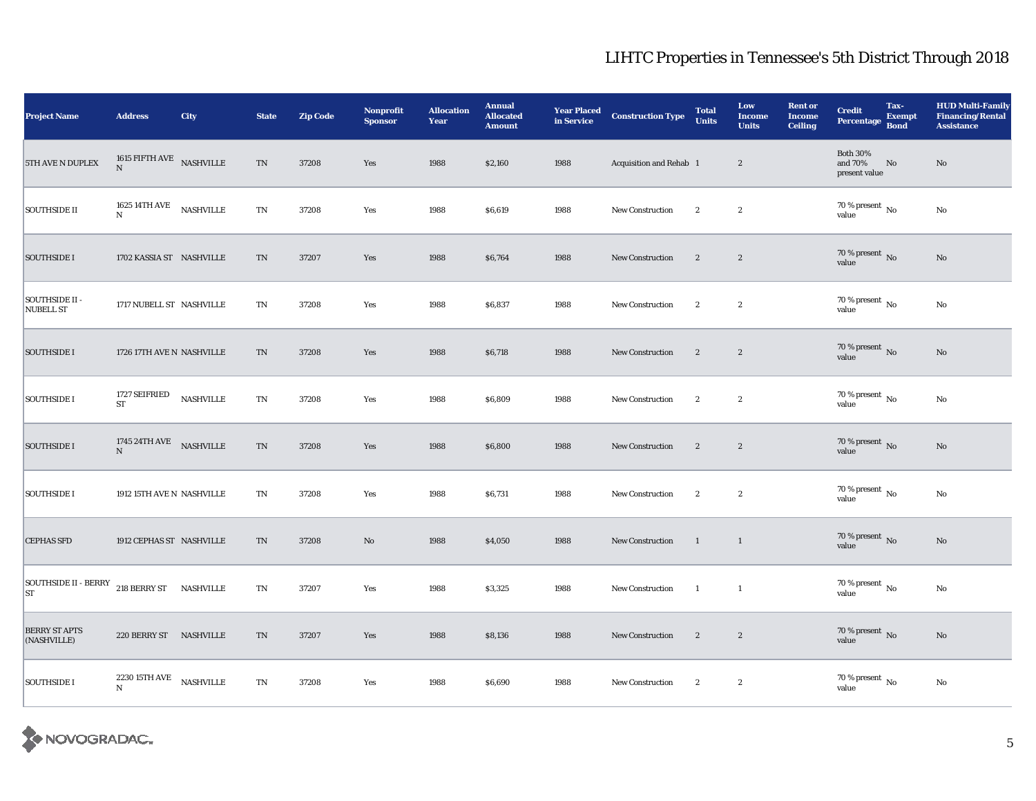# LIHTC Properties in Tennessee's 5th District Through 2018

| Project Name | Address | City | State | Zip Code | Nonprofit Sponsor | Allocation Year | Annual Allocated Amount | Year Placed in Service | Construction Type | Total Units | Low Income Units | Rent or Income Ceiling | Credit Percentage | Tax-Exempt Bond | HUD Multi-Family Financing/Rental Assistance |
|---|---|---|---|---|---|---|---|---|---|---|---|---|---|---|---|
| 5TH AVE N DUPLEX | 1615 FIFTH AVE N | NASHVILLE | TN | 37208 | Yes | 1988 | $2,160 | 1988 | Acquisition and Rehab | 1 | 2 | | Both 30% and 70% present value | No | No |
| SOUTHSIDE II | 1625 14TH AVE N | NASHVILLE | TN | 37208 | Yes | 1988 | $6,619 | 1988 | New Construction | 2 | 2 | | 70 % present value | No | No |
| SOUTHSIDE I | 1702 KASSIA ST | NASHVILLE | TN | 37207 | Yes | 1988 | $6,764 | 1988 | New Construction | 2 | 2 | | 70 % present value | No | No |
| SOUTHSIDE II - NUBELL ST | 1717 NUBELL ST | NASHVILLE | TN | 37208 | Yes | 1988 | $6,837 | 1988 | New Construction | 2 | 2 | | 70 % present value | No | No |
| SOUTHSIDE I | 1726 17TH AVE N | NASHVILLE | TN | 37208 | Yes | 1988 | $6,718 | 1988 | New Construction | 2 | 2 | | 70 % present value | No | No |
| SOUTHSIDE I | 1727 SEIFRIED ST | NASHVILLE | TN | 37208 | Yes | 1988 | $6,809 | 1988 | New Construction | 2 | 2 | | 70 % present value | No | No |
| SOUTHSIDE I | 1745 24TH AVE N | NASHVILLE | TN | 37208 | Yes | 1988 | $6,800 | 1988 | New Construction | 2 | 2 | | 70 % present value | No | No |
| SOUTHSIDE I | 1912 15TH AVE N | NASHVILLE | TN | 37208 | Yes | 1988 | $6,731 | 1988 | New Construction | 2 | 2 | | 70 % present value | No | No |
| CEPHAS SFD | 1912 CEPHAS ST | NASHVILLE | TN | 37208 | No | 1988 | $4,050 | 1988 | New Construction | 1 | 1 | | 70 % present value | No | No |
| SOUTHSIDE II - BERRY ST | 218 BERRY ST | NASHVILLE | TN | 37207 | Yes | 1988 | $3,325 | 1988 | New Construction | 1 | 1 | | 70 % present value | No | No |
| BERRY ST APTS (NASHVILLE) | 220 BERRY ST | NASHVILLE | TN | 37207 | Yes | 1988 | $8,136 | 1988 | New Construction | 2 | 2 | | 70 % present value | No | No |
| SOUTHSIDE I | 2230 15TH AVE N | NASHVILLE | TN | 37208 | Yes | 1988 | $6,690 | 1988 | New Construction | 2 | 2 | | 70 % present value | No | No |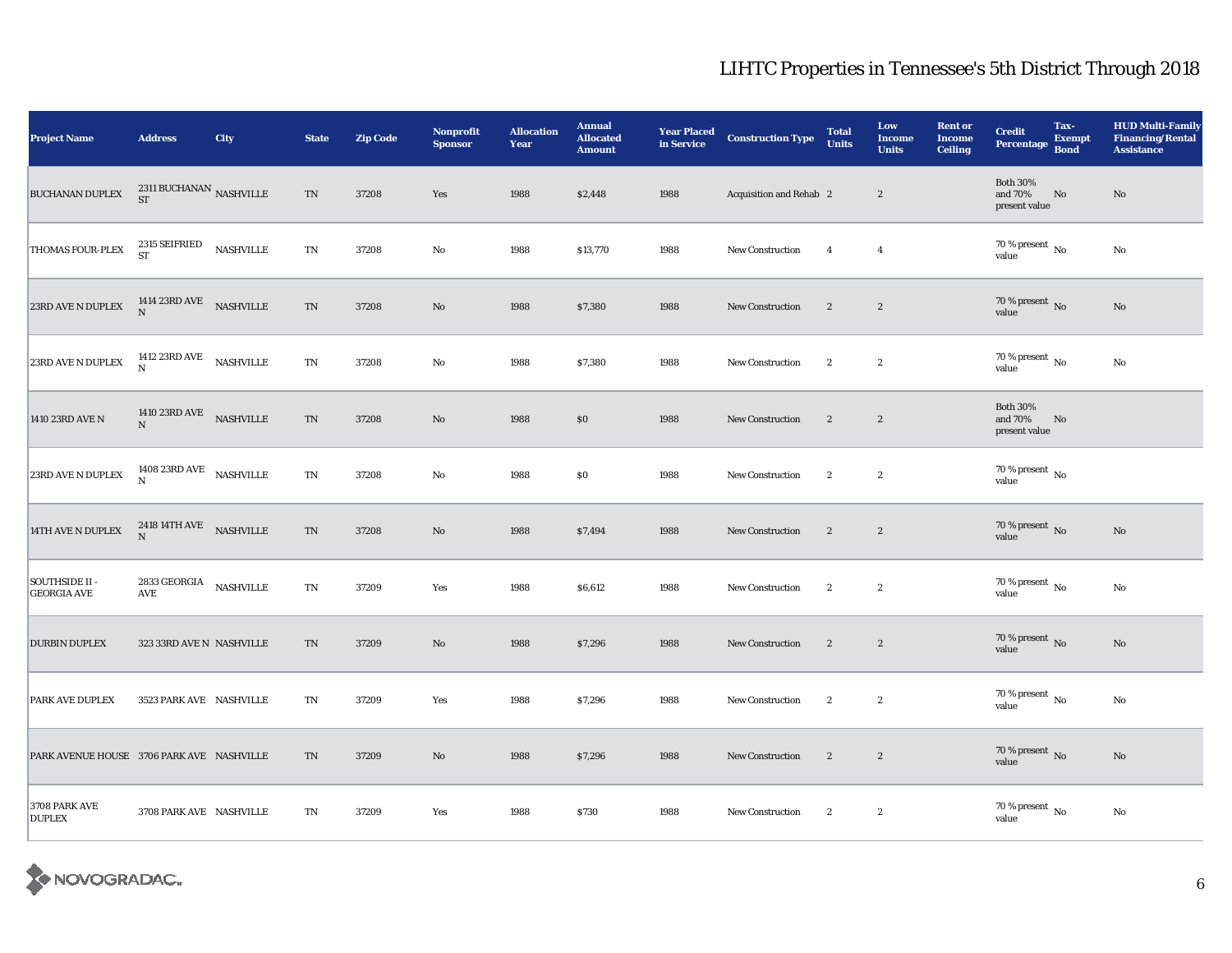## LIHTC Properties in Tennessee's 5th District Through 2018

| Project Name | Address | City | State | Zip Code | Nonprofit Sponsor | Allocation Year | Annual Allocated Amount | Year Placed in Service | Construction Type | Total Units | Low Income Units | Rent or Income Ceiling | Credit Percentage | Tax-Exempt Bond | HUD Multi-Family Financing/Rental Assistance |
|---|---|---|---|---|---|---|---|---|---|---|---|---|---|---|---|
| BUCHANAN DUPLEX | 2311 BUCHANAN ST | NASHVILLE | TN | 37208 | Yes | 1988 | $2,448 | 1988 | Acquisition and Rehab | 2 | 2 | | Both 30% and 70% present value | No | No |
| THOMAS FOUR-PLEX | 2315 SEIFRIED ST | NASHVILLE | TN | 37208 | No | 1988 | $13,770 | 1988 | New Construction | 4 | 4 | | 70 % present value | No | No |
| 23RD AVE N DUPLEX | 1414 23RD AVE N | NASHVILLE | TN | 37208 | No | 1988 | $7,380 | 1988 | New Construction | 2 | 2 | | 70 % present value | No | No |
| 23RD AVE N DUPLEX | 1412 23RD AVE N | NASHVILLE | TN | 37208 | No | 1988 | $7,380 | 1988 | New Construction | 2 | 2 | | 70 % present value | No | No |
| 1410 23RD AVE N | 1410 23RD AVE N | NASHVILLE | TN | 37208 | No | 1988 | $0 | 1988 | New Construction | 2 | 2 | | Both 30% and 70% present value | No | |
| 23RD AVE N DUPLEX | 1408 23RD AVE N | NASHVILLE | TN | 37208 | No | 1988 | $0 | 1988 | New Construction | 2 | 2 | | 70 % present value | No | |
| 14TH AVE N DUPLEX | 2418 14TH AVE N | NASHVILLE | TN | 37208 | No | 1988 | $7,494 | 1988 | New Construction | 2 | 2 | | 70 % present value | No | No |
| SOUTHSIDE II - GEORGIA AVE | 2833 GEORGIA AVE | NASHVILLE | TN | 37209 | Yes | 1988 | $6,612 | 1988 | New Construction | 2 | 2 | | 70 % present value | No | No |
| DURBIN DUPLEX | 323 33RD AVE N | NASHVILLE | TN | 37209 | No | 1988 | $7,296 | 1988 | New Construction | 2 | 2 | | 70 % present value | No | No |
| PARK AVE DUPLEX | 3523 PARK AVE | NASHVILLE | TN | 37209 | Yes | 1988 | $7,296 | 1988 | New Construction | 2 | 2 | | 70 % present value | No | No |
| PARK AVENUE HOUSE | 3706 PARK AVE | NASHVILLE | TN | 37209 | No | 1988 | $7,296 | 1988 | New Construction | 2 | 2 | | 70 % present value | No | No |
| 3708 PARK AVE DUPLEX | 3708 PARK AVE | NASHVILLE | TN | 37209 | Yes | 1988 | $730 | 1988 | New Construction | 2 | 2 | | 70 % present value | No | No |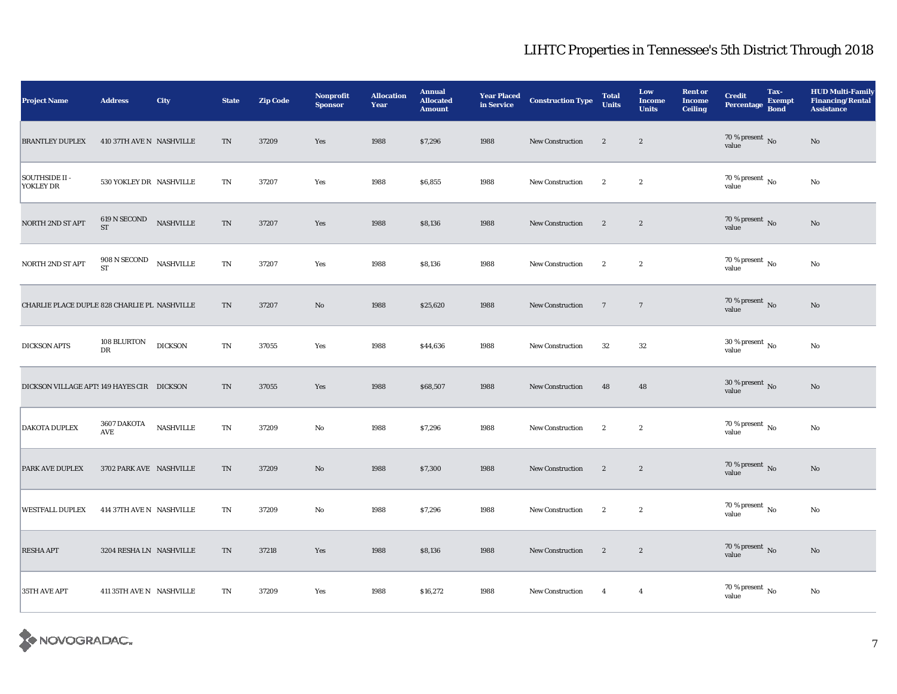# LIHTC Properties in Tennessee's 5th District Through 2018

| Project Name | Address | City | State | Zip Code | Nonprofit Sponsor | Allocation Year | Annual Allocated Amount | Year Placed in Service | Construction Type | Total Units | Low Income Units | Rent or Income Ceiling | Credit Percentage | Tax-Exempt Bond | HUD Multi-Family Financing/Rental Assistance |
|---|---|---|---|---|---|---|---|---|---|---|---|---|---|---|---|
| BRANTLEY DUPLEX | 410 37TH AVE N | NASHVILLE | TN | 37209 | Yes | 1988 | $7,296 | 1988 | New Construction | 2 | 2 | | 70 % present value | No | No |
| SOUTHSIDE II - YOKLEY DR | 530 YOKLEY DR | NASHVILLE | TN | 37207 | Yes | 1988 | $6,855 | 1988 | New Construction | 2 | 2 | | 70 % present value | No | No |
| NORTH 2ND ST APT | 619 N SECOND ST | NASHVILLE | TN | 37207 | Yes | 1988 | $8,136 | 1988 | New Construction | 2 | 2 | | 70 % present value | No | No |
| NORTH 2ND ST APT | 908 N SECOND ST | NASHVILLE | TN | 37207 | Yes | 1988 | $8,136 | 1988 | New Construction | 2 | 2 | | 70 % present value | No | No |
| CHARLIE PLACE DUPLE | 828 CHARLIE PL | NASHVILLE | TN | 37207 | No | 1988 | $25,620 | 1988 | New Construction | 7 | 7 | | 70 % present value | No | No |
| DICKSON APTS | 108 BLURTON DR | DICKSON | TN | 37055 | Yes | 1988 | $44,636 | 1988 | New Construction | 32 | 32 | | 30 % present value | No | No |
| DICKSON VILLAGE APTS | 149 HAYES CIR | DICKSON | TN | 37055 | Yes | 1988 | $68,507 | 1988 | New Construction | 48 | 48 | | 30 % present value | No | No |
| DAKOTA DUPLEX | 3607 DAKOTA AVE | NASHVILLE | TN | 37209 | No | 1988 | $7,296 | 1988 | New Construction | 2 | 2 | | 70 % present value | No | No |
| PARK AVE DUPLEX | 3702 PARK AVE | NASHVILLE | TN | 37209 | No | 1988 | $7,300 | 1988 | New Construction | 2 | 2 | | 70 % present value | No | No |
| WESTFALL DUPLEX | 414 37TH AVE N | NASHVILLE | TN | 37209 | No | 1988 | $7,296 | 1988 | New Construction | 2 | 2 | | 70 % present value | No | No |
| RESHA APT | 3204 RESHA LN | NASHVILLE | TN | 37218 | Yes | 1988 | $8,136 | 1988 | New Construction | 2 | 2 | | 70 % present value | No | No |
| 35TH AVE APT | 411 35TH AVE N | NASHVILLE | TN | 37209 | Yes | 1988 | $16,272 | 1988 | New Construction | 4 | 4 | | 70 % present value | No | No |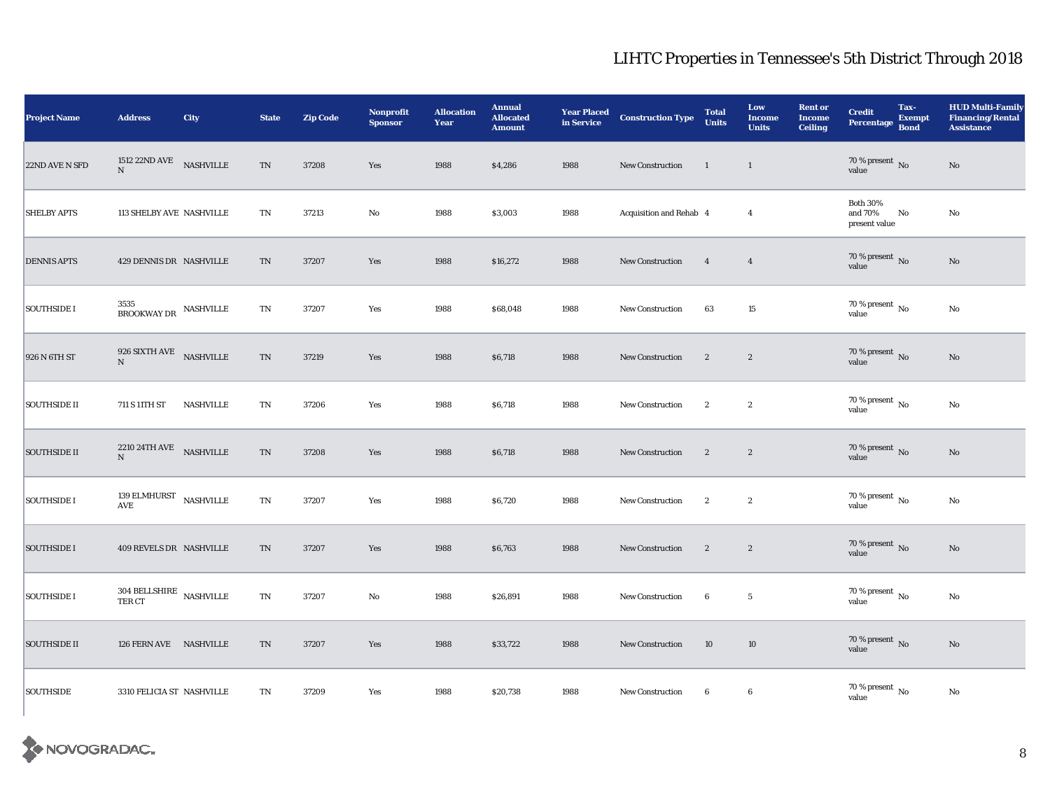# LIHTC Properties in Tennessee's 5th District Through 2018

| Project Name | Address | City | State | Zip Code | Nonprofit Sponsor | Allocation Year | Annual Allocated Amount | Year Placed in Service | Construction Type | Total Units | Low Income Units | Rent or Income Ceiling | Credit Percentage | Tax-Exempt Bond | HUD Multi-Family Financing/Rental Assistance |
|---|---|---|---|---|---|---|---|---|---|---|---|---|---|---|---|
| 22ND AVE N SFD | 1512 22ND AVE N | NASHVILLE | TN | 37208 | Yes | 1988 | $4,286 | 1988 | New Construction | 1 | 1 | | 70 % present value | No | No |
| SHELBY APTS | 113 SHELBY AVE | NASHVILLE | TN | 37213 | No | 1988 | $3,003 | 1988 | Acquisition and Rehab | 4 | 4 | | Both 30% and 70% present value | No | No |
| DENNIS APTS | 429 DENNIS DR | NASHVILLE | TN | 37207 | Yes | 1988 | $16,272 | 1988 | New Construction | 4 | 4 | | 70 % present value | No | No |
| SOUTHSIDE I | 3535 BROOKWAY DR | NASHVILLE | TN | 37207 | Yes | 1988 | $68,048 | 1988 | New Construction | 63 | 15 | | 70 % present value | No | No |
| 926 N 6TH ST | 926 SIXTH AVE N | NASHVILLE | TN | 37219 | Yes | 1988 | $6,718 | 1988 | New Construction | 2 | 2 | | 70 % present value | No | No |
| SOUTHSIDE II | 711 S 11TH ST | NASHVILLE | TN | 37206 | Yes | 1988 | $6,718 | 1988 | New Construction | 2 | 2 | | 70 % present value | No | No |
| SOUTHSIDE II | 2210 24TH AVE N | NASHVILLE | TN | 37208 | Yes | 1988 | $6,718 | 1988 | New Construction | 2 | 2 | | 70 % present value | No | No |
| SOUTHSIDE I | 139 ELMHURST AVE | NASHVILLE | TN | 37207 | Yes | 1988 | $6,720 | 1988 | New Construction | 2 | 2 | | 70 % present value | No | No |
| SOUTHSIDE I | 409 REVELS DR | NASHVILLE | TN | 37207 | Yes | 1988 | $6,763 | 1988 | New Construction | 2 | 2 | | 70 % present value | No | No |
| SOUTHSIDE I | 304 BELLSHIRE TER CT | NASHVILLE | TN | 37207 | No | 1988 | $26,891 | 1988 | New Construction | 6 | 5 | | 70 % present value | No | No |
| SOUTHSIDE II | 126 FERN AVE | NASHVILLE | TN | 37207 | Yes | 1988 | $33,722 | 1988 | New Construction | 10 | 10 | | 70 % present value | No | No |
| SOUTHSIDE | 3310 FELICIA ST | NASHVILLE | TN | 37209 | Yes | 1988 | $20,738 | 1988 | New Construction | 6 | 6 | | 70 % present value | No | No |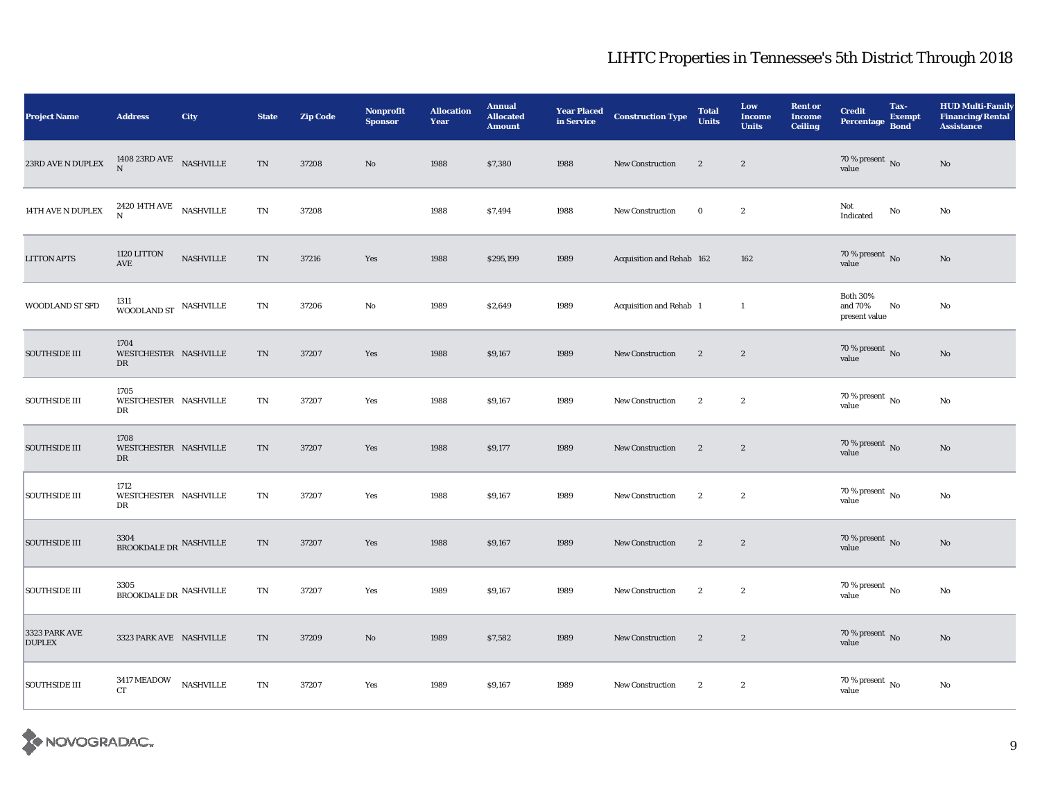# LIHTC Properties in Tennessee's 5th District Through 2018

| Project Name | Address | City | State | Zip Code | Nonprofit Sponsor | Allocation Year | Annual Allocated Amount | Year Placed in Service | Construction Type | Total Units | Low Income Units | Rent or Income Ceiling | Credit Percentage | Tax-Exempt Bond | HUD Multi-Family Financing/Rental Assistance |
|---|---|---|---|---|---|---|---|---|---|---|---|---|---|---|---|
| 23RD AVE N DUPLEX | 1408 23RD AVE N | NASHVILLE | TN | 37208 | No | 1988 | $7,380 | 1988 | New Construction | 2 | 2 | | 70 % present value | No | No |
| 14TH AVE N DUPLEX | 2420 14TH AVE N | NASHVILLE | TN | 37208 | | 1988 | $7,494 | 1988 | New Construction | 0 | 2 | | Not Indicated | No | No |
| LITTON APTS | 1120 LITTON AVE | NASHVILLE | TN | 37216 | Yes | 1988 | $295,199 | 1989 | Acquisition and Rehab | 162 | 162 | | 70 % present value | No | No |
| WOODLAND ST SFD | 1311 WOODLAND ST | NASHVILLE | TN | 37206 | No | 1989 | $2,649 | 1989 | Acquisition and Rehab | 1 | 1 | | Both 30% and 70% present value | No | No |
| SOUTHSIDE III | 1704 WESTCHESTER DR | NASHVILLE | TN | 37207 | Yes | 1988 | $9,167 | 1989 | New Construction | 2 | 2 | | 70 % present value | No | No |
| SOUTHSIDE III | 1705 WESTCHESTER DR | NASHVILLE | TN | 37207 | Yes | 1988 | $9,167 | 1989 | New Construction | 2 | 2 | | 70 % present value | No | No |
| SOUTHSIDE III | 1708 WESTCHESTER DR | NASHVILLE | TN | 37207 | Yes | 1988 | $9,177 | 1989 | New Construction | 2 | 2 | | 70 % present value | No | No |
| SOUTHSIDE III | 1712 WESTCHESTER DR | NASHVILLE | TN | 37207 | Yes | 1988 | $9,167 | 1989 | New Construction | 2 | 2 | | 70 % present value | No | No |
| SOUTHSIDE III | 3304 BROOKDALE DR | NASHVILLE | TN | 37207 | Yes | 1988 | $9,167 | 1989 | New Construction | 2 | 2 | | 70 % present value | No | No |
| SOUTHSIDE III | 3305 BROOKDALE DR | NASHVILLE | TN | 37207 | Yes | 1989 | $9,167 | 1989 | New Construction | 2 | 2 | | 70 % present value | No | No |
| 3323 PARK AVE DUPLEX | 3323 PARK AVE | NASHVILLE | TN | 37209 | No | 1989 | $7,582 | 1989 | New Construction | 2 | 2 | | 70 % present value | No | No |
| SOUTHSIDE III | 3417 MEADOW CT | NASHVILLE | TN | 37207 | Yes | 1989 | $9,167 | 1989 | New Construction | 2 | 2 | | 70 % present value | No | No |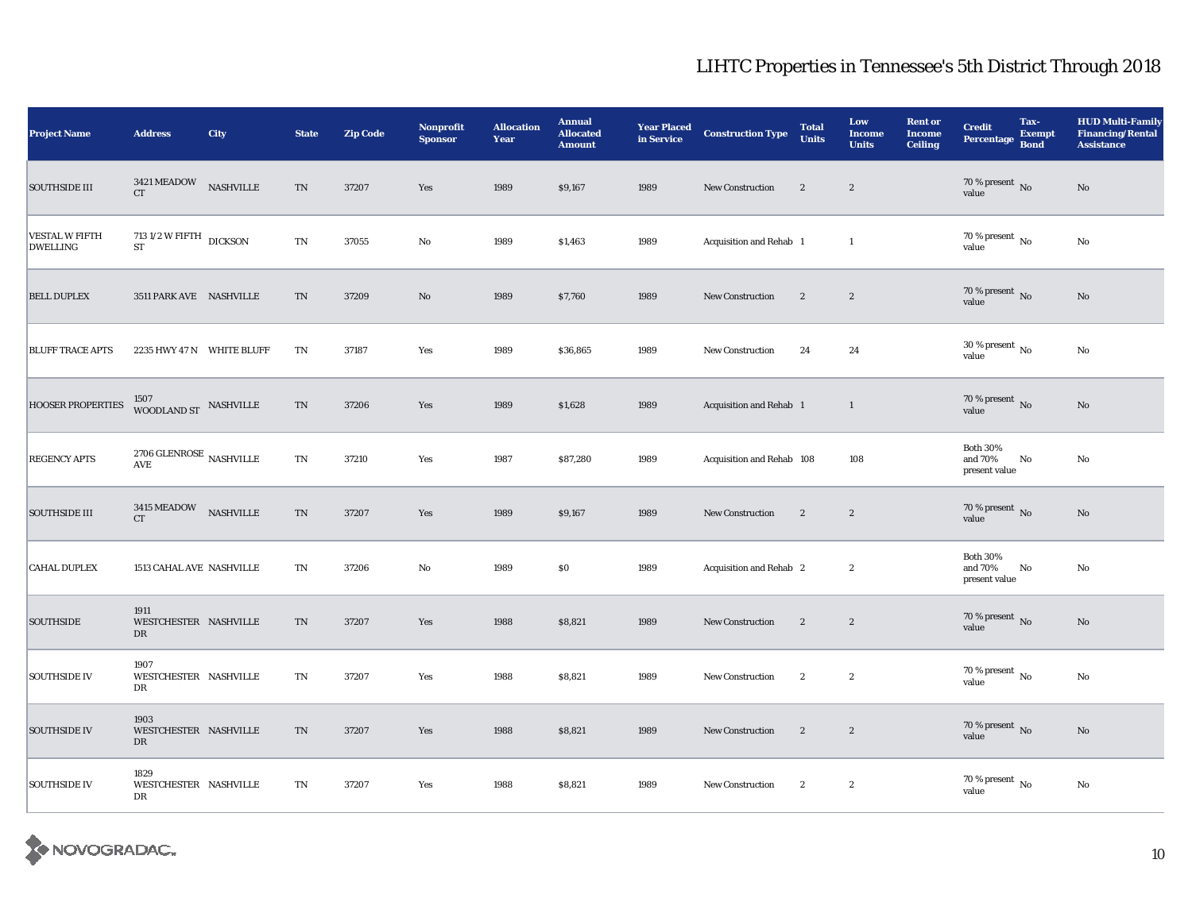# LIHTC Properties in Tennessee's 5th District Through 2018

| Project Name | Address | City | State | Zip Code | Nonprofit Sponsor | Allocation Year | Annual Allocated Amount | Year Placed in Service | Construction Type | Total Units | Low Income Units | Rent or Income Ceiling | Credit Percentage | Tax-Exempt Bond | HUD Multi-Family Financing/Rental Assistance |
|---|---|---|---|---|---|---|---|---|---|---|---|---|---|---|---|
| SOUTHSIDE III | 3421 MEADOW CT | NASHVILLE | TN | 37207 | Yes | 1989 | $9,167 | 1989 | New Construction | 2 | 2 | | 70 % present value | No | No |
| VESTAL W FIFTH DWELLING | 713 1/2 W FIFTH ST | DICKSON | TN | 37055 | No | 1989 | $1,463 | 1989 | Acquisition and Rehab | 1 | 1 | | 70 % present value | No | No |
| BELL DUPLEX | 3511 PARK AVE | NASHVILLE | TN | 37209 | No | 1989 | $7,760 | 1989 | New Construction | 2 | 2 | | 70 % present value | No | No |
| BLUFF TRACE APTS | 2235 HWY 47 N | WHITE BLUFF | TN | 37187 | Yes | 1989 | $36,865 | 1989 | New Construction | 24 | 24 | | 30 % present value | No | No |
| HOOSER PROPERTIES | 1507 WOODLAND ST | NASHVILLE | TN | 37206 | Yes | 1989 | $1,628 | 1989 | Acquisition and Rehab | 1 | 1 | | 70 % present value | No | No |
| REGENCY APTS | 2706 GLENROSE AVE | NASHVILLE | TN | 37210 | Yes | 1987 | $87,280 | 1989 | Acquisition and Rehab | 108 | 108 | | Both 30% and 70% present value | No | No |
| SOUTHSIDE III | 3415 MEADOW CT | NASHVILLE | TN | 37207 | Yes | 1989 | $9,167 | 1989 | New Construction | 2 | 2 | | 70 % present value | No | No |
| CAHAL DUPLEX | 1513 CAHAL AVE | NASHVILLE | TN | 37206 | No | 1989 | $0 | 1989 | Acquisition and Rehab | 2 | 2 | | Both 30% and 70% present value | No | No |
| SOUTHSIDE | 1911 WESTCHESTER DR | NASHVILLE | TN | 37207 | Yes | 1988 | $8,821 | 1989 | New Construction | 2 | 2 | | 70 % present value | No | No |
| SOUTHSIDE IV | 1907 WESTCHESTER DR | NASHVILLE | TN | 37207 | Yes | 1988 | $8,821 | 1989 | New Construction | 2 | 2 | | 70 % present value | No | No |
| SOUTHSIDE IV | 1903 WESTCHESTER DR | NASHVILLE | TN | 37207 | Yes | 1988 | $8,821 | 1989 | New Construction | 2 | 2 | | 70 % present value | No | No |
| SOUTHSIDE IV | 1829 WESTCHESTER DR | NASHVILLE | TN | 37207 | Yes | 1988 | $8,821 | 1989 | New Construction | 2 | 2 | | 70 % present value | No | No |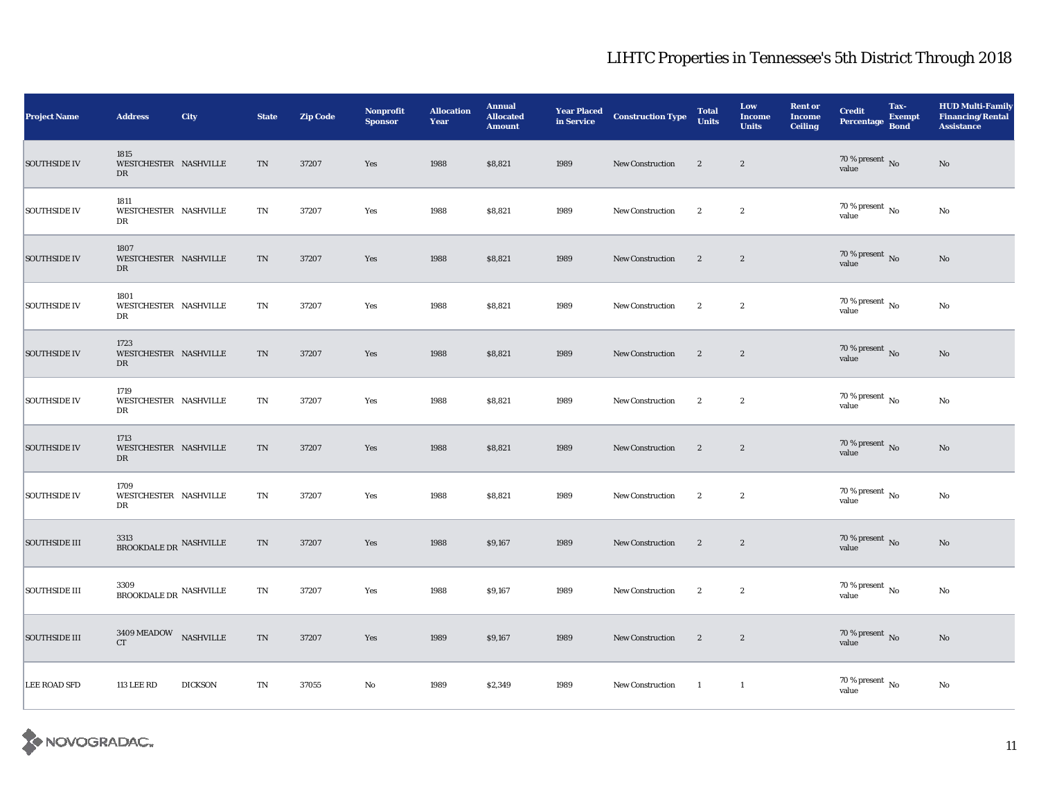# LIHTC Properties in Tennessee's 5th District Through 2018

| Project Name | Address | City | State | Zip Code | Nonprofit Sponsor | Allocation Year | Annual Allocated Amount | Year Placed in Service | Construction Type | Total Units | Low Income Units | Rent or Income Ceiling | Credit Percentage | Tax-Exempt Bond | HUD Multi-Family Financing/Rental Assistance |
|---|---|---|---|---|---|---|---|---|---|---|---|---|---|---|---|
| SOUTHSIDE IV | 1815 WESTCHESTER DR | NASHVILLE | TN | 37207 | Yes | 1988 | $8,821 | 1989 | New Construction | 2 | 2 | | 70 % present value | No | No |
| SOUTHSIDE IV | 1811 WESTCHESTER DR | NASHVILLE | TN | 37207 | Yes | 1988 | $8,821 | 1989 | New Construction | 2 | 2 | | 70 % present value | No | No |
| SOUTHSIDE IV | 1807 WESTCHESTER DR | NASHVILLE | TN | 37207 | Yes | 1988 | $8,821 | 1989 | New Construction | 2 | 2 | | 70 % present value | No | No |
| SOUTHSIDE IV | 1801 WESTCHESTER DR | NASHVILLE | TN | 37207 | Yes | 1988 | $8,821 | 1989 | New Construction | 2 | 2 | | 70 % present value | No | No |
| SOUTHSIDE IV | 1723 WESTCHESTER DR | NASHVILLE | TN | 37207 | Yes | 1988 | $8,821 | 1989 | New Construction | 2 | 2 | | 70 % present value | No | No |
| SOUTHSIDE IV | 1719 WESTCHESTER DR | NASHVILLE | TN | 37207 | Yes | 1988 | $8,821 | 1989 | New Construction | 2 | 2 | | 70 % present value | No | No |
| SOUTHSIDE IV | 1713 WESTCHESTER DR | NASHVILLE | TN | 37207 | Yes | 1988 | $8,821 | 1989 | New Construction | 2 | 2 | | 70 % present value | No | No |
| SOUTHSIDE IV | 1709 WESTCHESTER DR | NASHVILLE | TN | 37207 | Yes | 1988 | $8,821 | 1989 | New Construction | 2 | 2 | | 70 % present value | No | No |
| SOUTHSIDE III | 3313 BROOKDALE DR | NASHVILLE | TN | 37207 | Yes | 1988 | $9,167 | 1989 | New Construction | 2 | 2 | | 70 % present value | No | No |
| SOUTHSIDE III | 3309 BROOKDALE DR | NASHVILLE | TN | 37207 | Yes | 1988 | $9,167 | 1989 | New Construction | 2 | 2 | | 70 % present value | No | No |
| SOUTHSIDE III | 3409 MEADOW CT | NASHVILLE | TN | 37207 | Yes | 1989 | $9,167 | 1989 | New Construction | 2 | 2 | | 70 % present value | No | No |
| LEE ROAD SFD | 113 LEE RD | DICKSON | TN | 37055 | No | 1989 | $2,349 | 1989 | New Construction | 1 | 1 | | 70 % present value | No | No |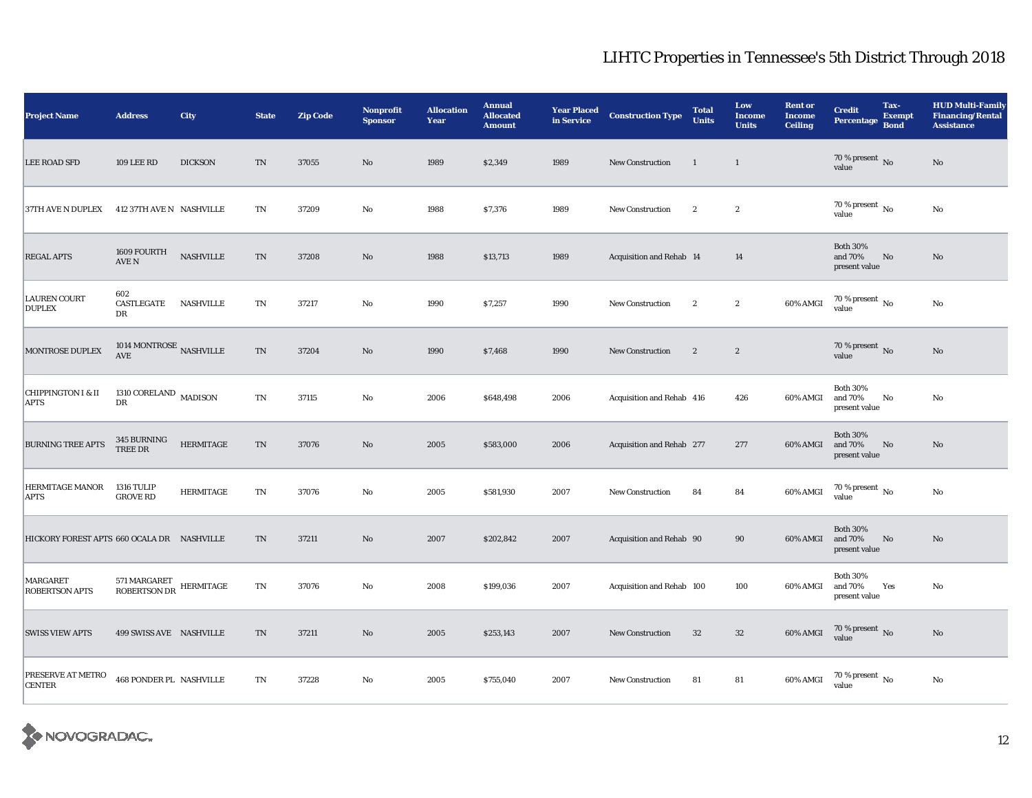# LIHTC Properties in Tennessee's 5th District Through 2018

| Project Name | Address | City | State | Zip Code | Nonprofit Sponsor | Allocation Year | Annual Allocated Amount | Year Placed in Service | Construction Type | Total Units | Low Income Units | Rent or Income Ceiling | Credit Percentage | Tax-Exempt Bond | HUD Multi-Family Financing/Rental Assistance |
|---|---|---|---|---|---|---|---|---|---|---|---|---|---|---|---|
| LEE ROAD SFD | 109 LEE RD | DICKSON | TN | 37055 | No | 1989 | $2,349 | 1989 | New Construction | 1 | 1 | | 70 % present value | No | No |
| 37TH AVE N DUPLEX | 412 37TH AVE N | NASHVILLE | TN | 37209 | No | 1988 | $7,376 | 1989 | New Construction | 2 | 2 | | 70 % present value | No | No |
| REGAL APTS | 1609 FOURTH AVE N | NASHVILLE | TN | 37208 | No | 1988 | $13,713 | 1989 | Acquisition and Rehab | 14 | 14 | | Both 30% and 70% present value | No | No |
| LAUREN COURT DUPLEX | 602 CASTLEGATE DR | NASHVILLE | TN | 37217 | No | 1990 | $7,257 | 1990 | New Construction | 2 | 2 | 60% AMGI | 70 % present value | No | No |
| MONTROSE DUPLEX | 1014 MONTROSE AVE | NASHVILLE | TN | 37204 | No | 1990 | $7,468 | 1990 | New Construction | 2 | 2 | | 70 % present value | No | No |
| CHIPPINGTON I & II APTS | 1310 CORELAND DR | MADISON | TN | 37115 | No | 2006 | $648,498 | 2006 | Acquisition and Rehab | 416 | 426 | 60% AMGI | Both 30% and 70% present value | No | No |
| BURNING TREE APTS | 345 BURNING TREE DR | HERMITAGE | TN | 37076 | No | 2005 | $583,000 | 2006 | Acquisition and Rehab | 277 | 277 | 60% AMGI | Both 30% and 70% present value | No | No |
| HERMITAGE MANOR APTS | 1316 TULIP GROVE RD | HERMITAGE | TN | 37076 | No | 2005 | $581,930 | 2007 | New Construction | 84 | 84 | 60% AMGI | 70 % present value | No | No |
| HICKORY FOREST APTS | 660 OCALA DR | NASHVILLE | TN | 37211 | No | 2007 | $202,842 | 2007 | Acquisition and Rehab | 90 | 90 | 60% AMGI | Both 30% and 70% present value | No | No |
| MARGARET ROBERTSON APTS | 571 MARGARET ROBERTSON DR | HERMITAGE | TN | 37076 | No | 2008 | $199,036 | 2007 | Acquisition and Rehab | 100 | 100 | 60% AMGI | Both 30% and 70% present value | Yes | No |
| SWISS VIEW APTS | 499 SWISS AVE | NASHVILLE | TN | 37211 | No | 2005 | $253,143 | 2007 | New Construction | 32 | 32 | 60% AMGI | 70 % present value | No | No |
| PRESERVE AT METRO CENTER | 468 PONDER PL | NASHVILLE | TN | 37228 | No | 2005 | $755,040 | 2007 | New Construction | 81 | 81 | 60% AMGI | 70 % present value | No | No |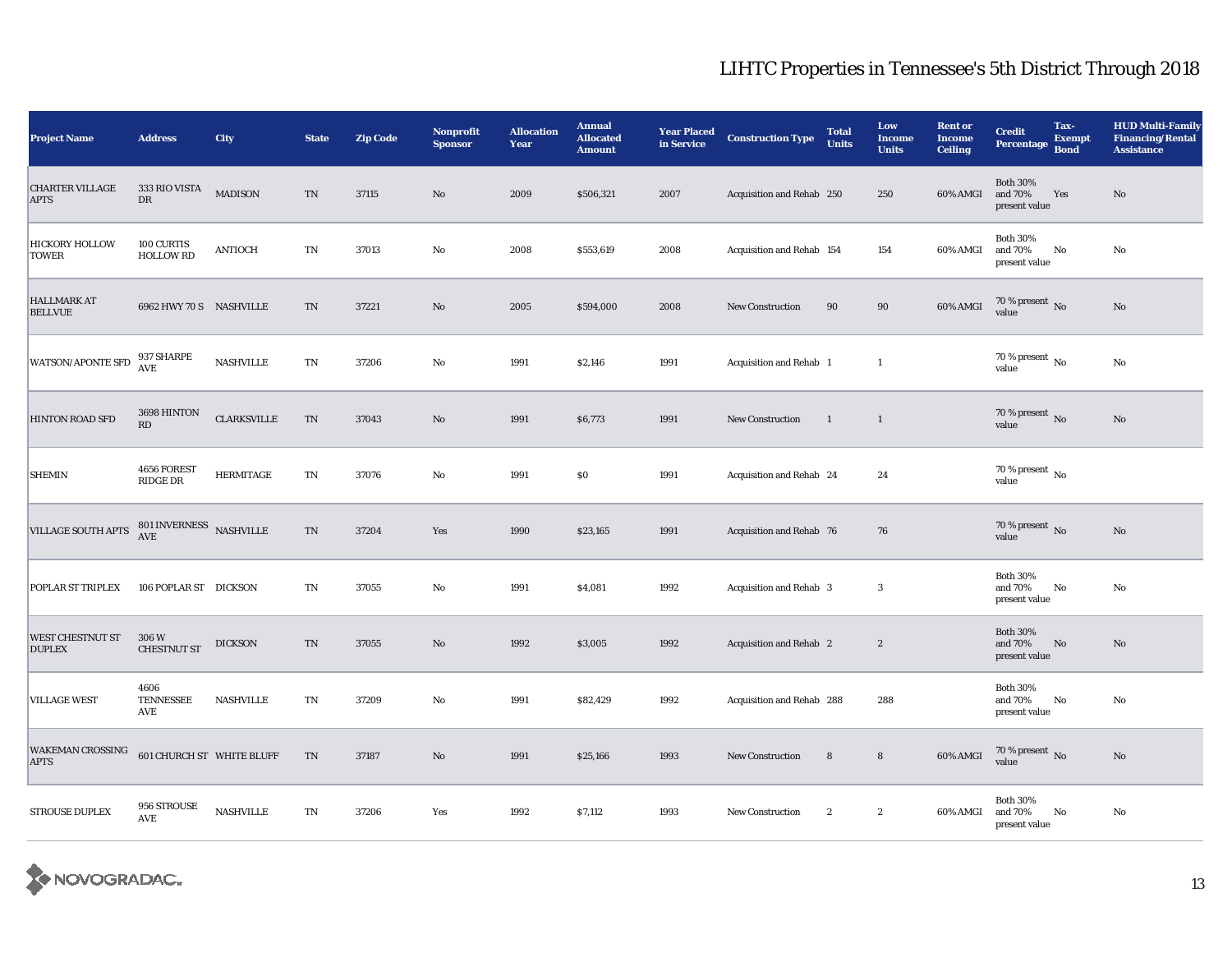# LIHTC Properties in Tennessee's 5th District Through 2018

| Project Name | Address | City | State | Zip Code | Nonprofit Sponsor | Allocation Year | Annual Allocated Amount | Year Placed in Service | Construction Type | Total Units | Low Income Units | Rent or Income Ceiling | Credit Percentage | Tax-Exempt Bond | HUD Multi-Family Financing/Rental Assistance |
|---|---|---|---|---|---|---|---|---|---|---|---|---|---|---|---|
| CHARTER VILLAGE APTS | 333 RIO VISTA DR | MADISON | TN | 37115 | No | 2009 | $506,321 | 2007 | Acquisition and Rehab | 250 | 250 | 60% AMGI | Both 30% and 70% present value | Yes | No |
| HICKORY HOLLOW TOWER | 100 CURTIS HOLLOW RD | ANTIOCH | TN | 37013 | No | 2008 | $553,619 | 2008 | Acquisition and Rehab | 154 | 154 | 60% AMGI | Both 30% and 70% present value | No | No |
| HALLMARK AT BELLVUE | 6962 HWY 70 S | NASHVILLE | TN | 37221 | No | 2005 | $594,000 | 2008 | New Construction | 90 | 90 | 60% AMGI | 70 % present value | No | No |
| WATSON/APONTE SFD | 937 SHARPE AVE | NASHVILLE | TN | 37206 | No | 1991 | $2,146 | 1991 | Acquisition and Rehab | 1 | 1 | | 70 % present value | No | No |
| HINTON ROAD SFD | 3698 HINTON RD | CLARKSVILLE | TN | 37043 | No | 1991 | $6,773 | 1991 | New Construction | 1 | 1 | | 70 % present value | No | No |
| SHEMIN | 4656 FOREST RIDGE DR | HERMITAGE | TN | 37076 | No | 1991 | $0 | 1991 | Acquisition and Rehab | 24 | 24 | | 70 % present value | No | |
| VILLAGE SOUTH APTS | 801 INVERNESS AVE | NASHVILLE | TN | 37204 | Yes | 1990 | $23,165 | 1991 | Acquisition and Rehab | 76 | 76 | | 70 % present value | No | No |
| POPLAR ST TRIPLEX | 106 POPLAR ST | DICKSON | TN | 37055 | No | 1991 | $4,081 | 1992 | Acquisition and Rehab | 3 | 3 | | Both 30% and 70% present value | No | No |
| WEST CHESTNUT ST DUPLEX | 306 W CHESTNUT ST | DICKSON | TN | 37055 | No | 1992 | $3,005 | 1992 | Acquisition and Rehab | 2 | 2 | | Both 30% and 70% present value | No | No |
| VILLAGE WEST | 4606 TENNESSEE AVE | NASHVILLE | TN | 37209 | No | 1991 | $82,429 | 1992 | Acquisition and Rehab | 288 | 288 | | Both 30% and 70% present value | No | No |
| WAKEMAN CROSSING APTS | 601 CHURCH ST | WHITE BLUFF | TN | 37187 | No | 1991 | $25,166 | 1993 | New Construction | 8 | 8 | 60% AMGI | 70 % present value | No | No |
| STROUSE DUPLEX | 956 STROUSE AVE | NASHVILLE | TN | 37206 | Yes | 1992 | $7,112 | 1993 | New Construction | 2 | 2 | 60% AMGI | Both 30% and 70% present value | No | No |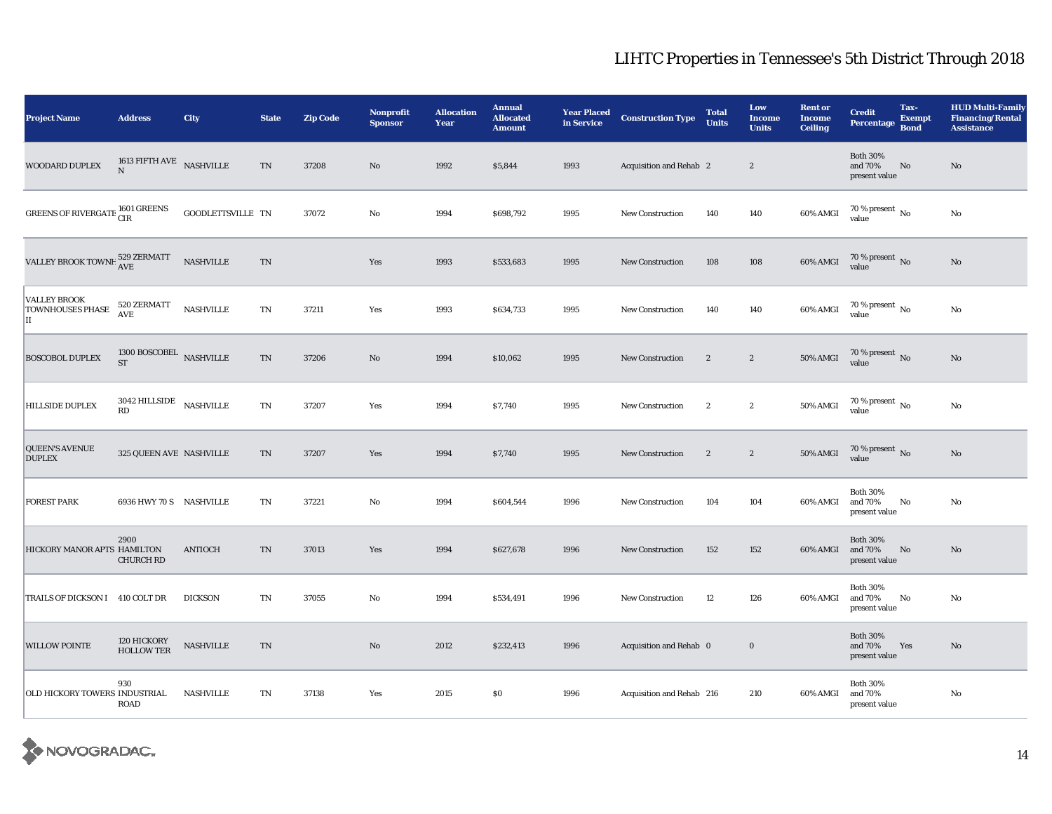# LIHTC Properties in Tennessee's 5th District Through 2018

| Project Name | Address | City | State | Zip Code | Nonprofit Sponsor | Allocation Year | Annual Allocated Amount | Year Placed in Service | Construction Type | Total Units | Low Income Units | Rent or Income Ceiling | Credit Percentage | Tax-Exempt Bond | HUD Multi-Family Financing/Rental Assistance |
|---|---|---|---|---|---|---|---|---|---|---|---|---|---|---|---|
| WOODARD DUPLEX | 1613 FIFTH AVE N | NASHVILLE | TN | 37208 | No | 1992 | $5,844 | 1993 | Acquisition and Rehab | 2 | 2 | | Both 30% and 70% present value | No | No |
| GREENS OF RIVERGATE | 1601 GREENS CIR | GOODLETTSVILLE | TN | 37072 | No | 1994 | $698,792 | 1995 | New Construction | 140 | 140 | 60% AMGI | 70 % present value | No | No |
| VALLEY BROOK TOWNH | 529 ZERMATT AVE | NASHVILLE | TN | | Yes | 1993 | $533,683 | 1995 | New Construction | 108 | 108 | 60% AMGI | 70 % present value | No | No |
| VALLEY BROOK TOWNHOUSES PHASE II | 520 ZERMATT AVE | NASHVILLE | TN | 37211 | Yes | 1993 | $634,733 | 1995 | New Construction | 140 | 140 | 60% AMGI | 70 % present value | No | No |
| BOSCOBOL DUPLEX | 1300 BOSCOBEL ST | NASHVILLE | TN | 37206 | No | 1994 | $10,062 | 1995 | New Construction | 2 | 2 | 50% AMGI | 70 % present value | No | No |
| HILLSIDE DUPLEX | 3042 HILLSIDE RD | NASHVILLE | TN | 37207 | Yes | 1994 | $7,740 | 1995 | New Construction | 2 | 2 | 50% AMGI | 70 % present value | No | No |
| QUEEN'S AVENUE DUPLEX | 325 QUEEN AVE | NASHVILLE | TN | 37207 | Yes | 1994 | $7,740 | 1995 | New Construction | 2 | 2 | 50% AMGI | 70 % present value | No | No |
| FOREST PARK | 6936 HWY 70 S | NASHVILLE | TN | 37221 | No | 1994 | $604,544 | 1996 | New Construction | 104 | 104 | 60% AMGI | Both 30% and 70% present value | No | No |
| HICKORY MANOR APTS | 2900 HAMILTON CHURCH RD | ANTIOCH | TN | 37013 | Yes | 1994 | $627,678 | 1996 | New Construction | 152 | 152 | 60% AMGI | Both 30% and 70% present value | No | No |
| TRAILS OF DICKSON I | 410 COLT DR | DICKSON | TN | 37055 | No | 1994 | $534,491 | 1996 | New Construction | 12 | 126 | 60% AMGI | Both 30% and 70% present value | No | No |
| WILLOW POINTE | 120 HICKORY HOLLOW TER | NASHVILLE | TN | | No | 2012 | $232,413 | 1996 | Acquisition and Rehab | 0 | 0 | | Both 30% and 70% present value | Yes | No |
| OLD HICKORY TOWERS | 930 INDUSTRIAL ROAD | NASHVILLE | TN | 37138 | Yes | 2015 | $0 | 1996 | Acquisition and Rehab | 216 | 210 | 60% AMGI | Both 30% and 70% present value | | No |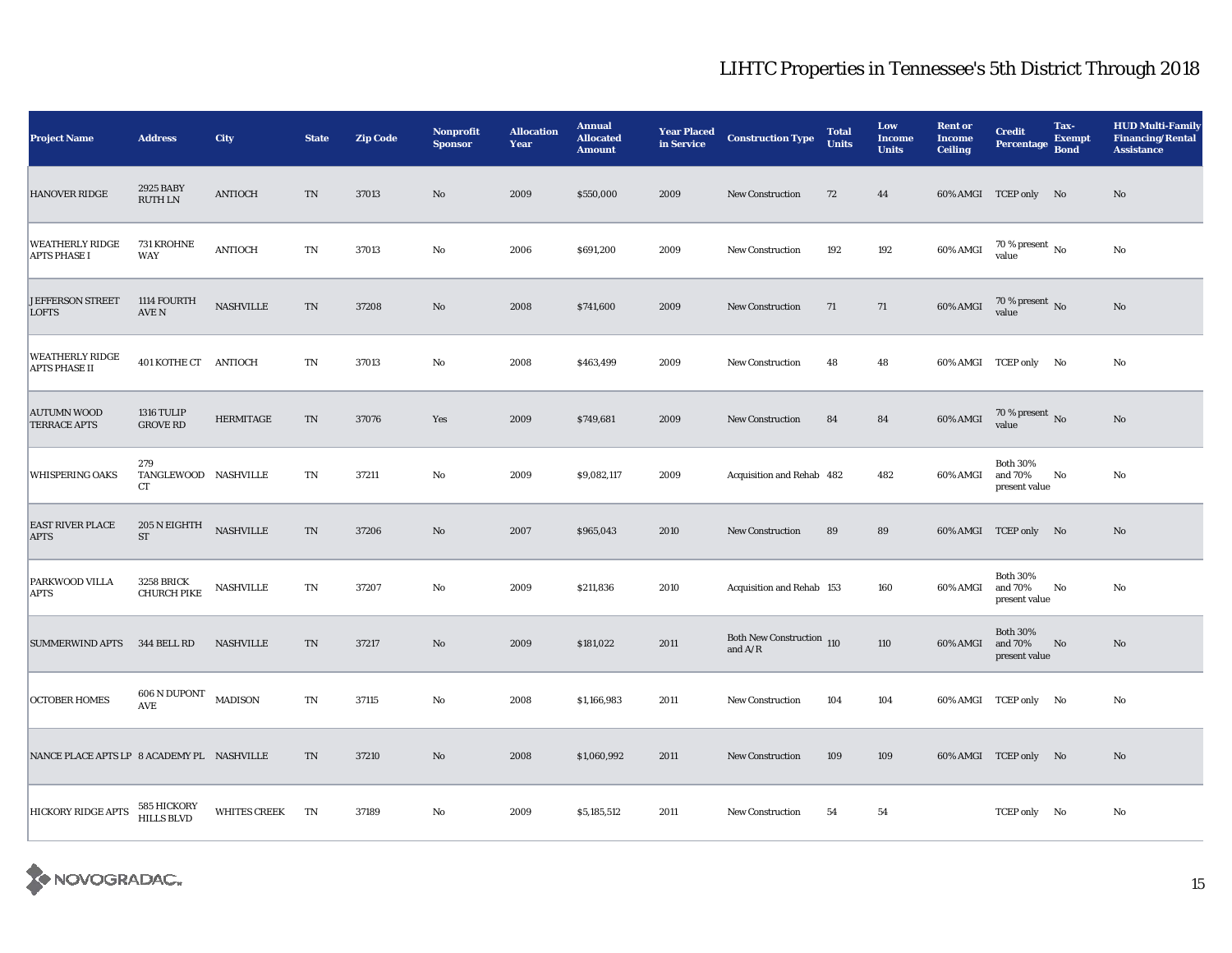# LIHTC Properties in Tennessee's 5th District Through 2018

| Project Name | Address | City | State | Zip Code | Nonprofit Sponsor | Allocation Year | Annual Allocated Amount | Year Placed in Service | Construction Type | Total Units | Low Income Units | Rent or Income Ceiling | Credit Percentage | Tax-Exempt Bond | HUD Multi-Family Financing/Rental Assistance |
|---|---|---|---|---|---|---|---|---|---|---|---|---|---|---|---|
| HANOVER RIDGE | 2925 BABY RUTH LN | ANTIOCH | TN | 37013 | No | 2009 | $550,000 | 2009 | New Construction | 72 | 44 | 60% AMGI | TCEP only | No | No |
| WEATHERLY RIDGE APTS PHASE I | 731 KROHNE WAY | ANTIOCH | TN | 37013 | No | 2006 | $691,200 | 2009 | New Construction | 192 | 192 | 60% AMGI | 70 % present value | No | No |
| JEFFERSON STREET LOFTS | 1114 FOURTH AVE N | NASHVILLE | TN | 37208 | No | 2008 | $741,600 | 2009 | New Construction | 71 | 71 | 60% AMGI | 70 % present value | No | No |
| WEATHERLY RIDGE APTS PHASE II | 401 KOTHE CT | ANTIOCH | TN | 37013 | No | 2008 | $463,499 | 2009 | New Construction | 48 | 48 | 60% AMGI | TCEP only | No | No |
| AUTUMN WOOD TERRACE APTS | 1316 TULIP GROVE RD | HERMITAGE | TN | 37076 | Yes | 2009 | $749,681 | 2009 | New Construction | 84 | 84 | 60% AMGI | 70 % present value | No | No |
| WHISPERING OAKS | 279 TANGLEWOOD CT | NASHVILLE | TN | 37211 | No | 2009 | $9,082,117 | 2009 | Acquisition and Rehab | 482 | 482 | 60% AMGI | Both 30% and 70% present value | No | No |
| EAST RIVER PLACE APTS | 205 N EIGHTH ST | NASHVILLE | TN | 37206 | No | 2007 | $965,043 | 2010 | New Construction | 89 | 89 | 60% AMGI | TCEP only | No | No |
| PARKWOOD VILLA APTS | 3258 BRICK CHURCH PIKE | NASHVILLE | TN | 37207 | No | 2009 | $211,836 | 2010 | Acquisition and Rehab | 153 | 160 | 60% AMGI | Both 30% and 70% present value | No | No |
| SUMMERWIND APTS | 344 BELL RD | NASHVILLE | TN | 37217 | No | 2009 | $181,022 | 2011 | Both New Construction and A/R | 110 | 110 | 60% AMGI | Both 30% and 70% present value | No | No |
| OCTOBER HOMES | 606 N DUPONT AVE | MADISON | TN | 37115 | No | 2008 | $1,166,983 | 2011 | New Construction | 104 | 104 | 60% AMGI | TCEP only | No | No |
| NANCE PLACE APTS LP | 8 ACADEMY PL | NASHVILLE | TN | 37210 | No | 2008 | $1,060,992 | 2011 | New Construction | 109 | 109 | 60% AMGI | TCEP only | No | No |
| HICKORY RIDGE APTS | 585 HICKORY HILLS BLVD | WHITES CREEK | TN | 37189 | No | 2009 | $5,185,512 | 2011 | New Construction | 54 | 54 | | TCEP only | No | No |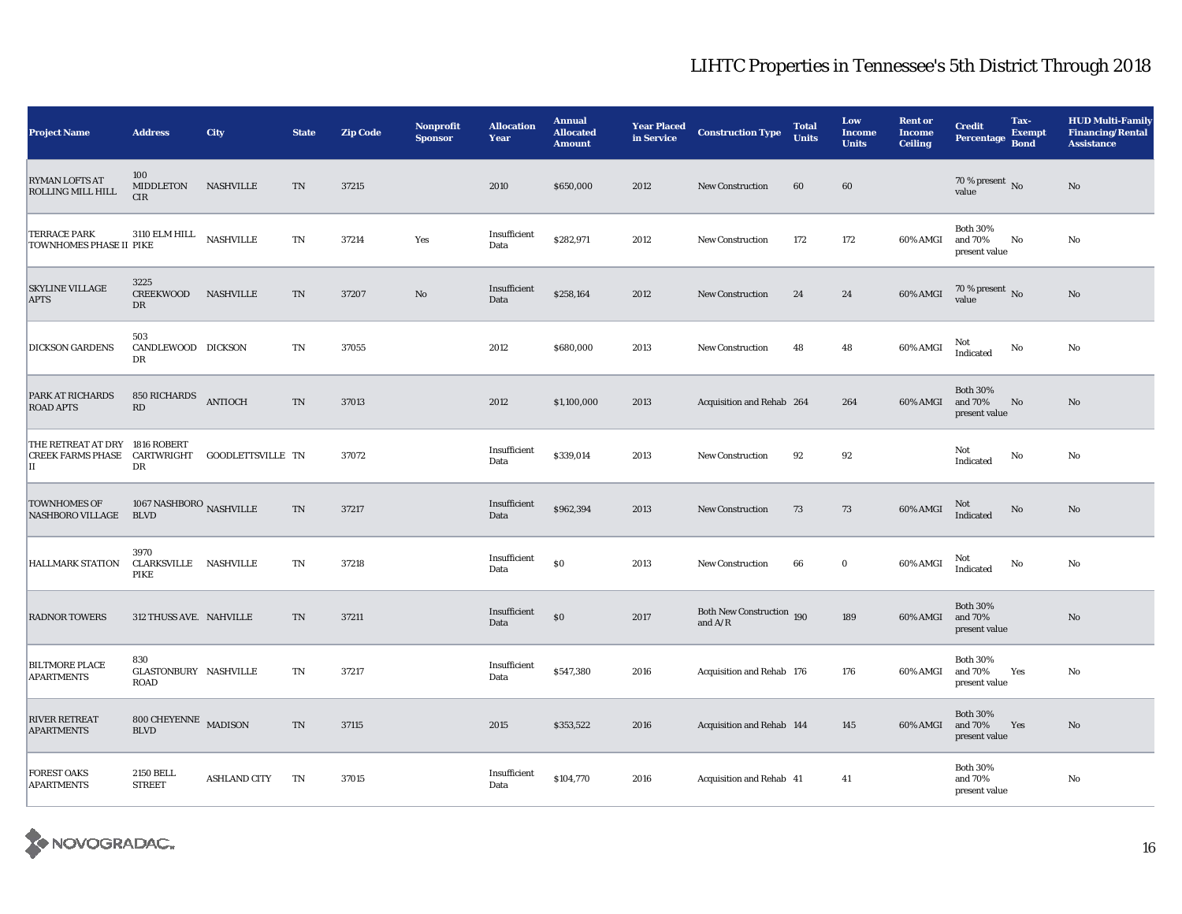# LIHTC Properties in Tennessee's 5th District Through 2018

| Project Name | Address | City | State | Zip Code | Nonprofit Sponsor | Allocation Year | Annual Allocated Amount | Year Placed in Service | Construction Type | Total Units | Low Income Units | Rent or Income Ceiling | Credit Percentage | Tax-Exempt Bond | HUD Multi-Family Financing/Rental Assistance |
|---|---|---|---|---|---|---|---|---|---|---|---|---|---|---|---|
| RYMAN LOFTS AT ROLLING MILL HILL | 100 MIDDLETON CIR | NASHVILLE | TN | 37215 | | 2010 | $650,000 | 2012 | New Construction | 60 | 60 | | 70 % present value | No | No |
| TERRACE PARK TOWNHOMES PHASE II | 3110 ELM HILL PIKE | NASHVILLE | TN | 37214 | Yes | Insufficient Data | $282,971 | 2012 | New Construction | 172 | 172 | 60% AMGI | Both 30% and 70% present value | No | No |
| SKYLINE VILLAGE APTS | 3225 CREEKWOOD DR | NASHVILLE | TN | 37207 | No | Insufficient Data | $258,164 | 2012 | New Construction | 24 | 24 | 60% AMGI | 70 % present value | No | No |
| DICKSON GARDENS | 503 CANDLEWOOD DR | DICKSON | TN | 37055 | | 2012 | $680,000 | 2013 | New Construction | 48 | 48 | 60% AMGI | Not Indicated | No | No |
| PARK AT RICHARDS ROAD APTS | 850 RICHARDS RD | ANTIOCH | TN | 37013 | | 2012 | $1,100,000 | 2013 | Acquisition and Rehab | 264 | 264 | 60% AMGI | Both 30% and 70% present value | No | No |
| THE RETREAT AT DRY CREEK FARMS PHASE II | 1816 ROBERT CARTWRIGHT DR | GOODLETTSVILLE | TN | 37072 | | Insufficient Data | $339,014 | 2013 | New Construction | 92 | 92 | | Not Indicated | No | No |
| TOWNHOMES OF NASHBORO VILLAGE | 1067 NASHBORO BLVD | NASHVILLE | TN | 37217 | | Insufficient Data | $962,394 | 2013 | New Construction | 73 | 73 | 60% AMGI | Not Indicated | No | No |
| HALLMARK STATION | 3970 CLARKSVILLE PIKE | NASHVILLE | TN | 37218 | | Insufficient Data | $0 | 2013 | New Construction | 66 | 0 | 60% AMGI | Not Indicated | No | No |
| RADNOR TOWERS | 312 THUSS AVE. | NAHVILLE | TN | 37211 | | Insufficient Data | $0 | 2017 | Both New Construction and A/R | 190 | 189 | 60% AMGI | Both 30% and 70% present value | | No |
| BILTMORE PLACE APARTMENTS | 830 GLASTONBURY ROAD | NASHVILLE | TN | 37217 | | Insufficient Data | $547,380 | 2016 | Acquisition and Rehab | 176 | 176 | 60% AMGI | Both 30% and 70% present value | Yes | No |
| RIVER RETREAT APARTMENTS | 800 CHEYENNE BLVD | MADISON | TN | 37115 | | 2015 | $353,522 | 2016 | Acquisition and Rehab | 144 | 145 | 60% AMGI | Both 30% and 70% present value | Yes | No |
| FOREST OAKS APARTMENTS | 2150 BELL STREET | ASHLAND CITY | TN | 37015 | | Insufficient Data | $104,770 | 2016 | Acquisition and Rehab | 41 | 41 | | Both 30% and 70% present value | | No |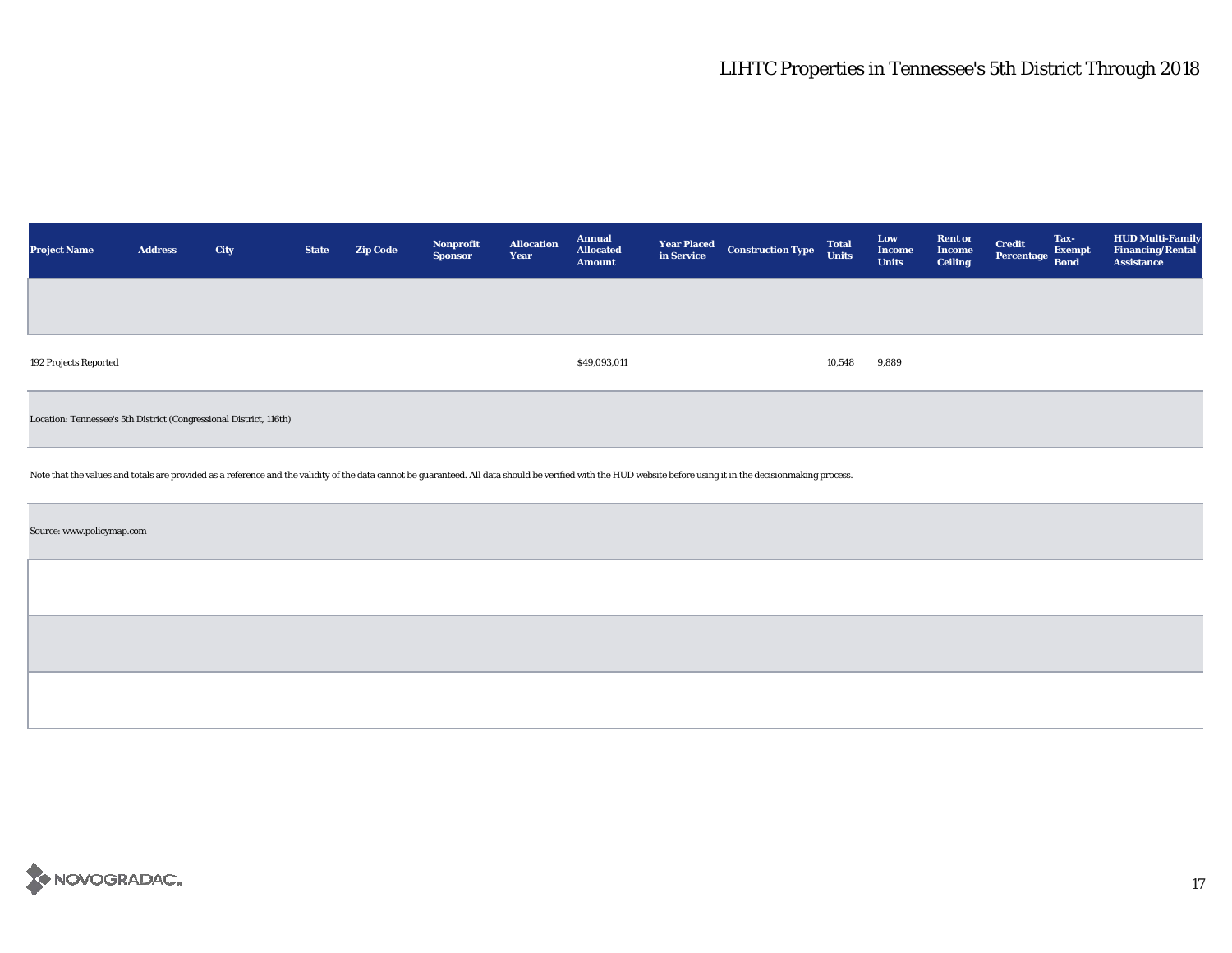# LIHTC Properties in Tennessee's 5th District Through 2018

| Project Name | Address | City | State | Zip Code | Nonprofit Sponsor | Allocation Year | Annual Allocated Amount | Year Placed in Service | Construction Type | Total Units | Low Income Units | Rent or Income Ceiling | Credit Percentage | Tax-Exempt Bond | HUD Multi-Family Financing/Rental Assistance |
|---|---|---|---|---|---|---|---|---|---|---|---|---|---|---|---|
| | | | | | | | | | | | | | | | |
| 192 Projects Reported | | | | | | | $49,093,011 | | | 10,548 | 9,889 | | | | |

Location: Tennessee's 5th District (Congressional District, 116th)

Note that the values and totals are provided as a reference and the validity of the data cannot be guaranteed. All data should be verified with the HUD website before using it in the decisionmaking process.

Source: www.policymap.com